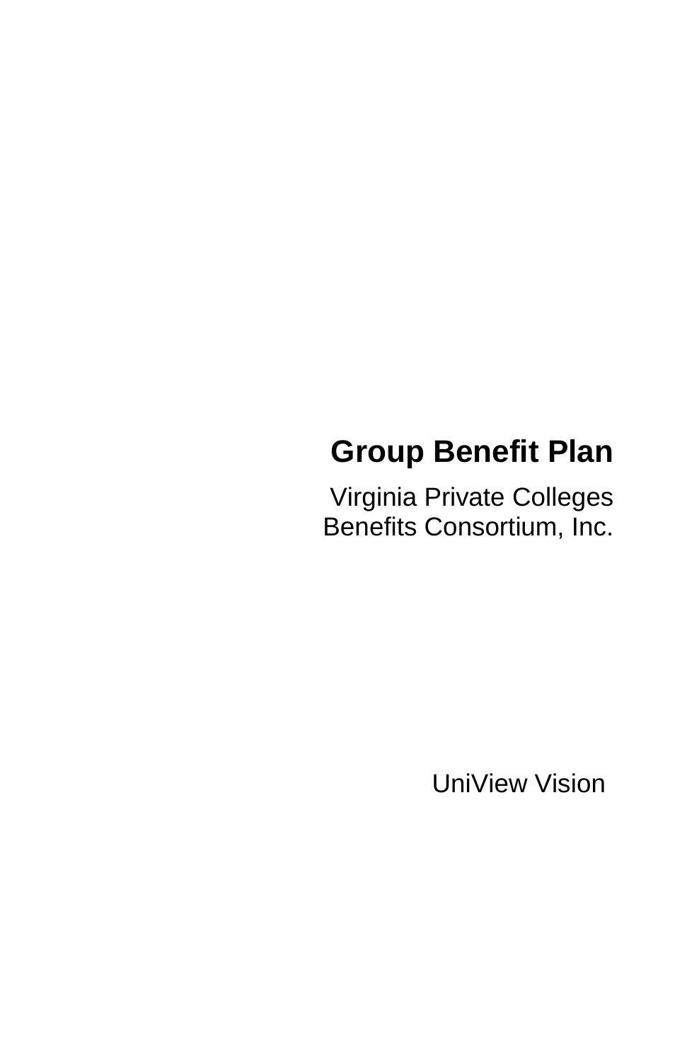# Group Benefit Plan

Virginia Private Colleges
Benefits Consortium, Inc.

UniView Vision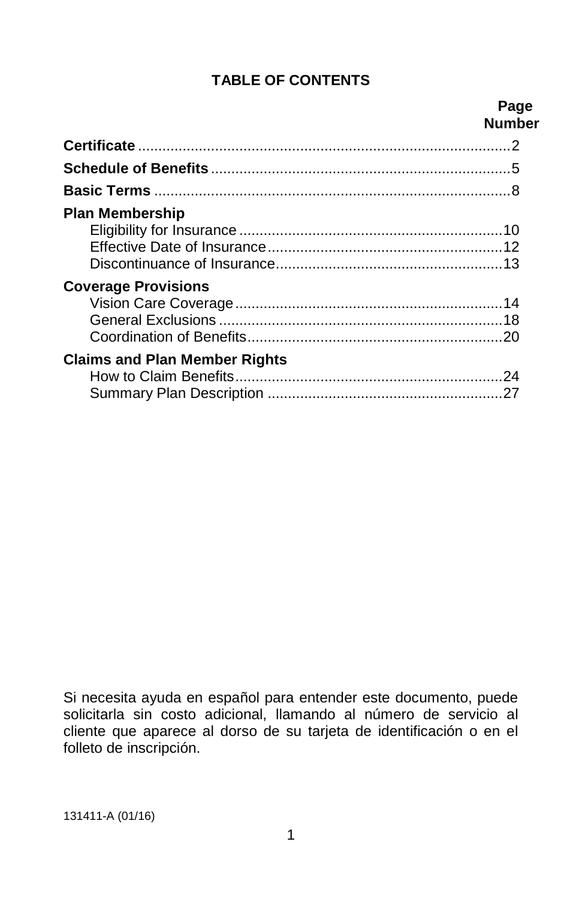# TABLE OF CONTENTS

| | Page Number |
|---|---|
| **Certificate** | 2 |
| **Schedule of Benefits** | 5 |
| **Basic Terms** | 8 |
| **Plan Membership** | |
| Eligibility for Insurance | 10 |
| Effective Date of Insurance | 12 |
| Discontinuance of Insurance | 13 |
| **Coverage Provisions** | |
| Vision Care Coverage | 14 |
| General Exclusions | 18 |
| Coordination of Benefits | 20 |
| **Claims and Plan Member Rights** | |
| How to Claim Benefits | 24 |
| Summary Plan Description | 27 |

Si necesita ayuda en español para entender este documento, puede solicitarla sin costo adicional, llamando al número de servicio al cliente que aparece al dorso de su tarjeta de identificación o en el folleto de inscripción.

131411-A (01/16)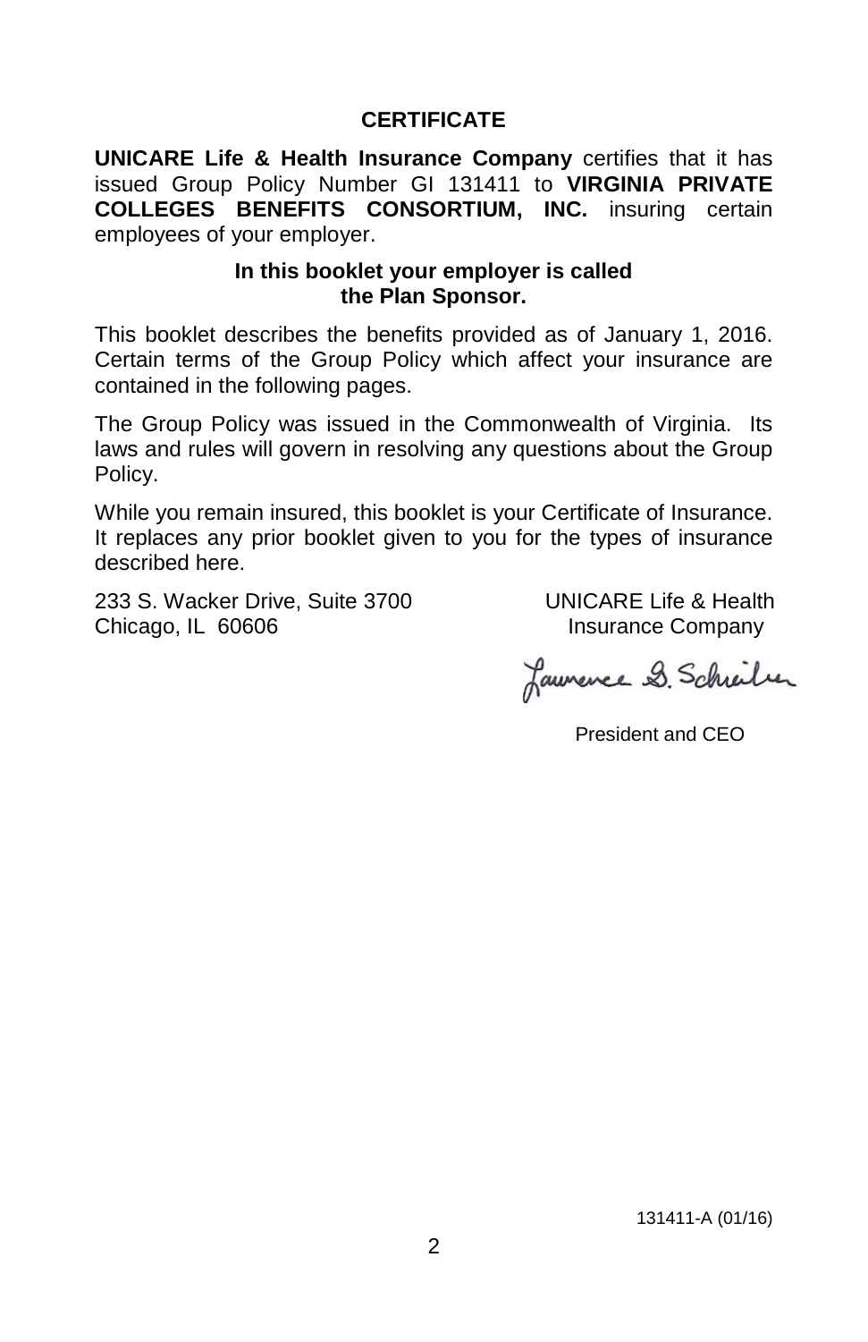# CERTIFICATE

**UNICARE Life & Health Insurance Company** certifies that it has issued Group Policy Number GI 131411 to **VIRGINIA PRIVATE COLLEGES BENEFITS CONSORTIUM, INC.** insuring certain employees of your employer.

**In this booklet your employer is called the Plan Sponsor.**

This booklet describes the benefits provided as of January 1, 2016. Certain terms of the Group Policy which affect your insurance are contained in the following pages.

The Group Policy was issued in the Commonwealth of Virginia. Its laws and rules will govern in resolving any questions about the Group Policy.

While you remain insured, this booklet is your Certificate of Insurance. It replaces any prior booklet given to you for the types of insurance described here.

233 S. Wacker Drive, Suite 3700
Chicago, IL 60606

UNICARE Life & Health Insurance Company

Lawrence S. Schreiber

President and CEO

131411-A (01/16)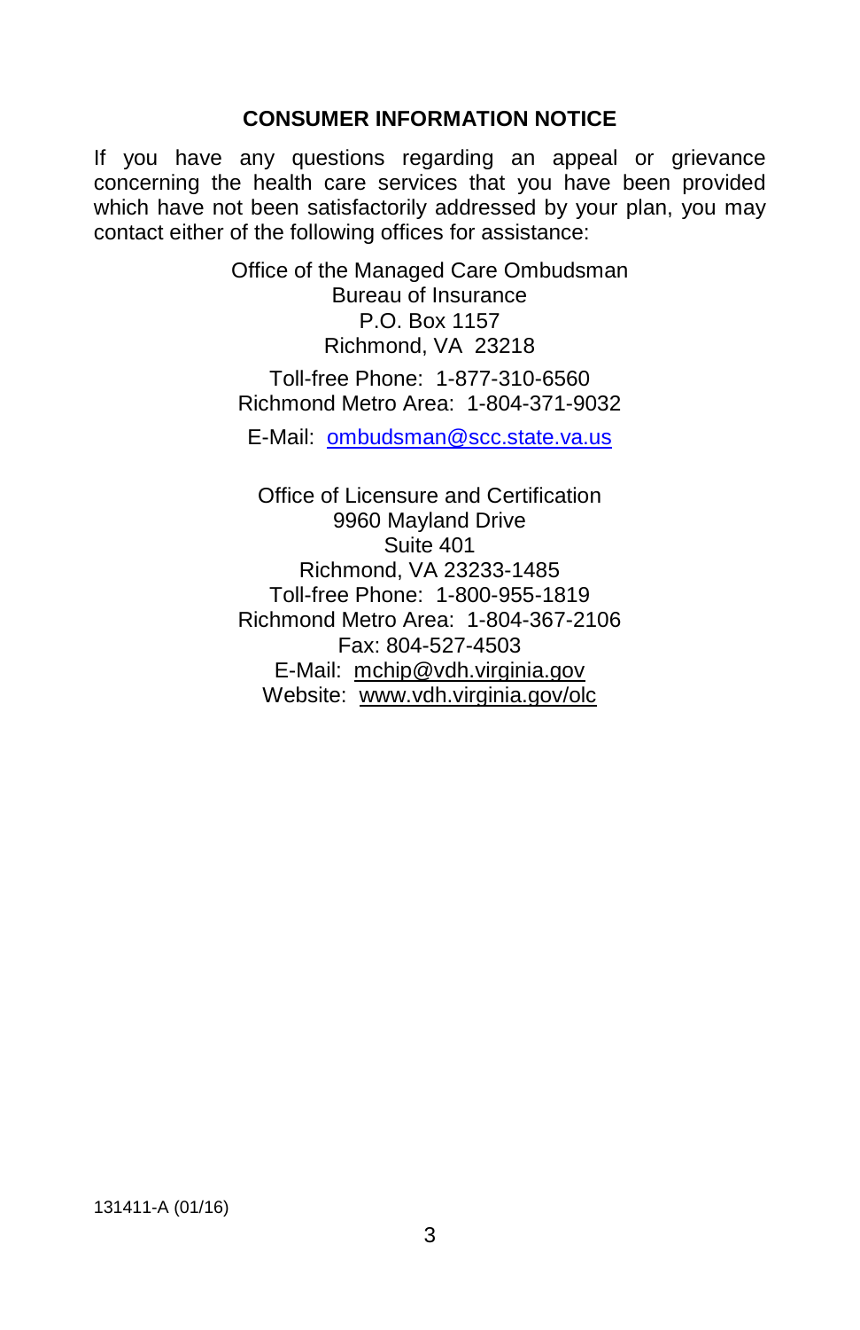## CONSUMER INFORMATION NOTICE

If you have any questions regarding an appeal or grievance concerning the health care services that you have been provided which have not been satisfactorily addressed by your plan, you may contact either of the following offices for assistance:

Office of the Managed Care Ombudsman
Bureau of Insurance
P.O. Box 1157
Richmond, VA 23218

Toll-free Phone: 1-877-310-6560
Richmond Metro Area: 1-804-371-9032

E-Mail: ombudsman@scc.state.va.us

Office of Licensure and Certification
9960 Mayland Drive
Suite 401
Richmond, VA 23233-1485
Toll-free Phone: 1-800-955-1819
Richmond Metro Area: 1-804-367-2106
Fax: 804-527-4503
E-Mail: mchip@vdh.virginia.gov
Website: www.vdh.virginia.gov/olc

131411-A (01/16)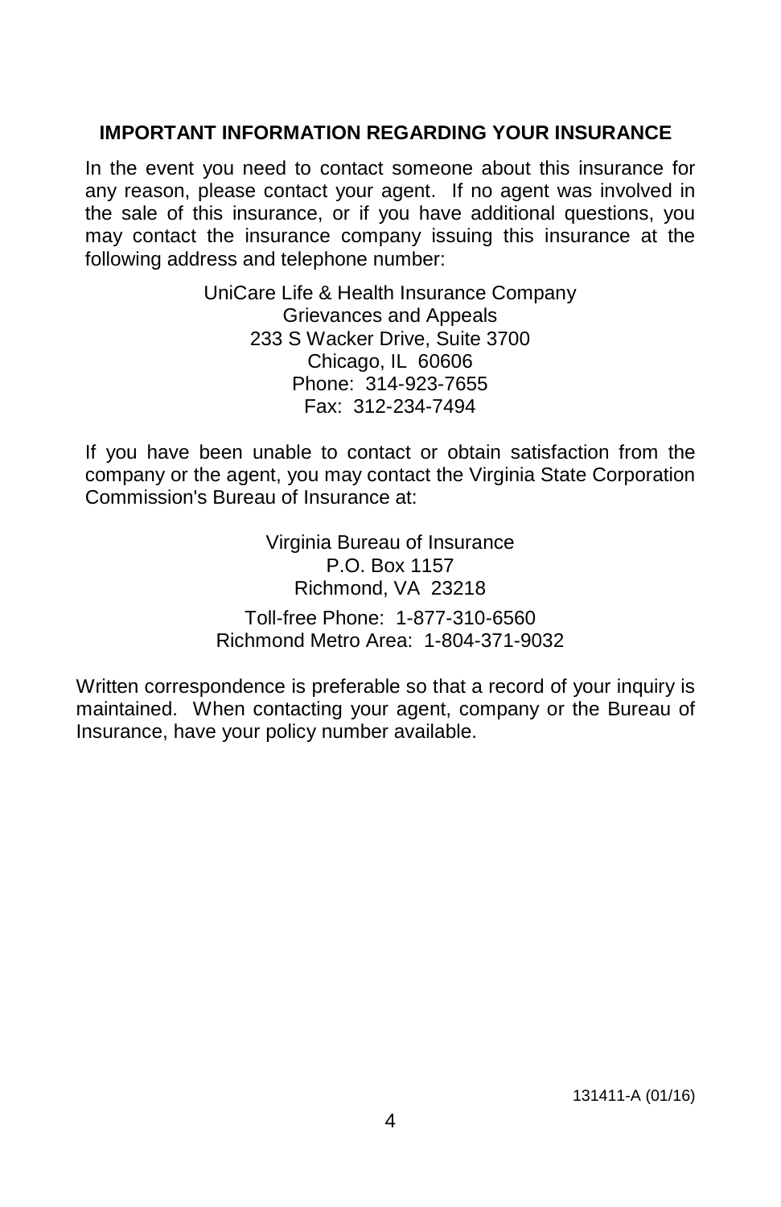## IMPORTANT INFORMATION REGARDING YOUR INSURANCE

In the event you need to contact someone about this insurance for any reason, please contact your agent. If no agent was involved in the sale of this insurance, or if you have additional questions, you may contact the insurance company issuing this insurance at the following address and telephone number:

UniCare Life & Health Insurance Company
Grievances and Appeals
233 S Wacker Drive, Suite 3700
Chicago, IL 60606
Phone: 314-923-7655
Fax: 312-234-7494

If you have been unable to contact or obtain satisfaction from the company or the agent, you may contact the Virginia State Corporation Commission's Bureau of Insurance at:

Virginia Bureau of Insurance
P.O. Box 1157
Richmond, VA 23218

Toll-free Phone: 1-877-310-6560
Richmond Metro Area: 1-804-371-9032

Written correspondence is preferable so that a record of your inquiry is maintained. When contacting your agent, company or the Bureau of Insurance, have your policy number available.

131411-A (01/16)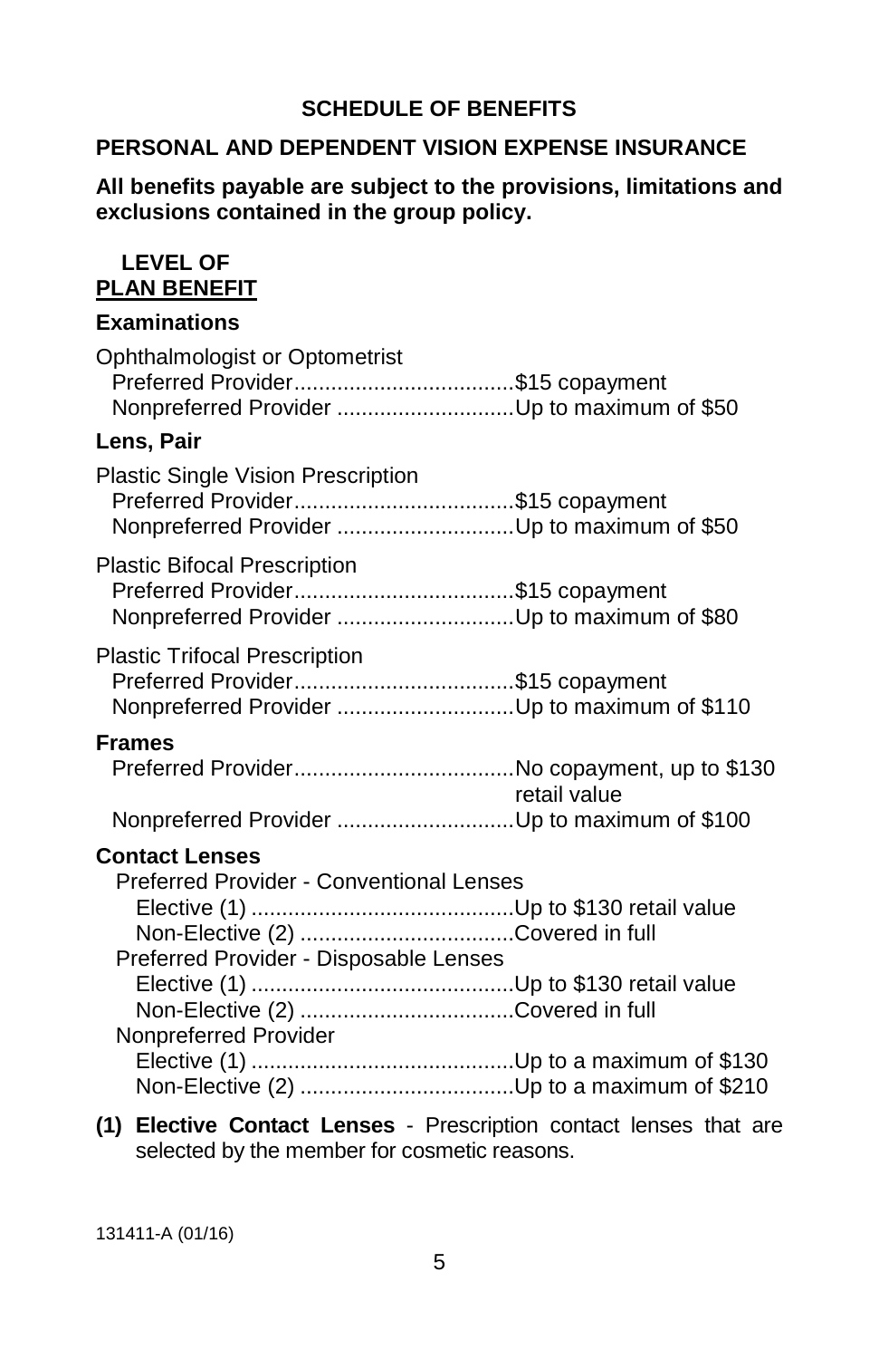# SCHEDULE OF BENEFITS

## PERSONAL AND DEPENDENT VISION EXPENSE INSURANCE

**All benefits payable are subject to the provisions, limitations and exclusions contained in the group policy.**

| LEVEL OF PLAN BENEFIT | |
|---|---|
| **Examinations** | |
| Ophthalmologist or Optometrist | |
| Preferred Provider | $15 copayment |
| Nonpreferred Provider | Up to maximum of $50 |
| **Lens, Pair** | |
| Plastic Single Vision Prescription | |
| Preferred Provider | $15 copayment |
| Nonpreferred Provider | Up to maximum of $50 |
| Plastic Bifocal Prescription | |
| Preferred Provider | $15 copayment |
| Nonpreferred Provider | Up to maximum of $80 |
| Plastic Trifocal Prescription | |
| Preferred Provider | $15 copayment |
| Nonpreferred Provider | Up to maximum of $110 |
| **Frames** | |
| Preferred Provider | No copayment, up to $130 retail value |
| Nonpreferred Provider | Up to maximum of $100 |
| **Contact Lenses** | |
| Preferred Provider - Conventional Lenses | |
| Elective (1) | Up to $130 retail value |
| Non-Elective (2) | Covered in full |
| Preferred Provider - Disposable Lenses | |
| Elective (1) | Up to $130 retail value |
| Non-Elective (2) | Covered in full |
| Nonpreferred Provider | |
| Elective (1) | Up to a maximum of $130 |
| Non-Elective (2) | Up to a maximum of $210 |

**(1) Elective Contact Lenses** - Prescription contact lenses that are selected by the member for cosmetic reasons.

131411-A (01/16)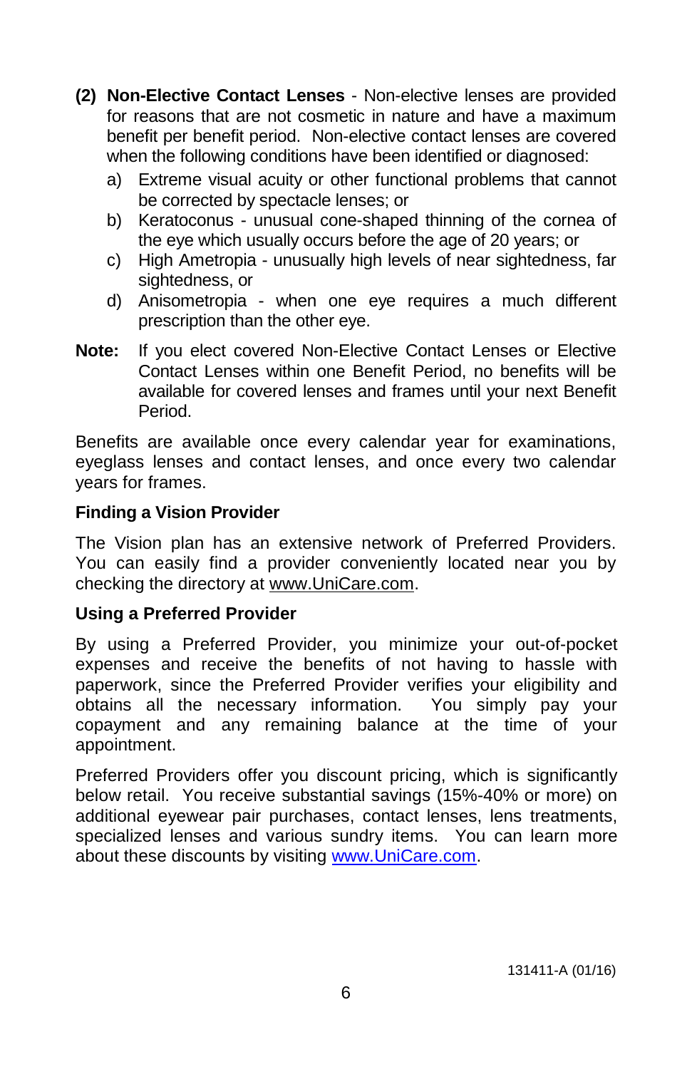**(2) Non-Elective Contact Lenses** - Non-elective lenses are provided for reasons that are not cosmetic in nature and have a maximum benefit per benefit period. Non-elective contact lenses are covered when the following conditions have been identified or diagnosed:

a) Extreme visual acuity or other functional problems that cannot be corrected by spectacle lenses; or

b) Keratoconus - unusual cone-shaped thinning of the cornea of the eye which usually occurs before the age of 20 years; or

c) High Ametropia - unusually high levels of near sightedness, far sightedness, or

d) Anisometropia - when one eye requires a much different prescription than the other eye.

**Note:** If you elect covered Non-Elective Contact Lenses or Elective Contact Lenses within one Benefit Period, no benefits will be available for covered lenses and frames until your next Benefit Period.

Benefits are available once every calendar year for examinations, eyeglass lenses and contact lenses, and once every two calendar years for frames.

**Finding a Vision Provider**

The Vision plan has an extensive network of Preferred Providers. You can easily find a provider conveniently located near you by checking the directory at www.UniCare.com.

**Using a Preferred Provider**

By using a Preferred Provider, you minimize your out-of-pocket expenses and receive the benefits of not having to hassle with paperwork, since the Preferred Provider verifies your eligibility and obtains all the necessary information. You simply pay your copayment and any remaining balance at the time of your appointment.

Preferred Providers offer you discount pricing, which is significantly below retail. You receive substantial savings (15%-40% or more) on additional eyewear pair purchases, contact lenses, lens treatments, specialized lenses and various sundry items. You can learn more about these discounts by visiting www.UniCare.com.

131411-A (01/16)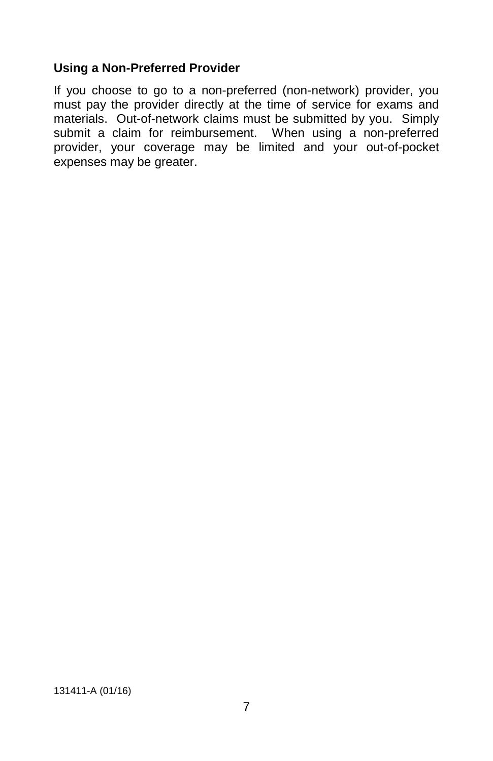### Using a Non-Preferred Provider

If you choose to go to a non-preferred (non-network) provider, you must pay the provider directly at the time of service for exams and materials. Out-of-network claims must be submitted by you. Simply submit a claim for reimbursement. When using a non-preferred provider, your coverage may be limited and your out-of-pocket expenses may be greater.

131411-A (01/16)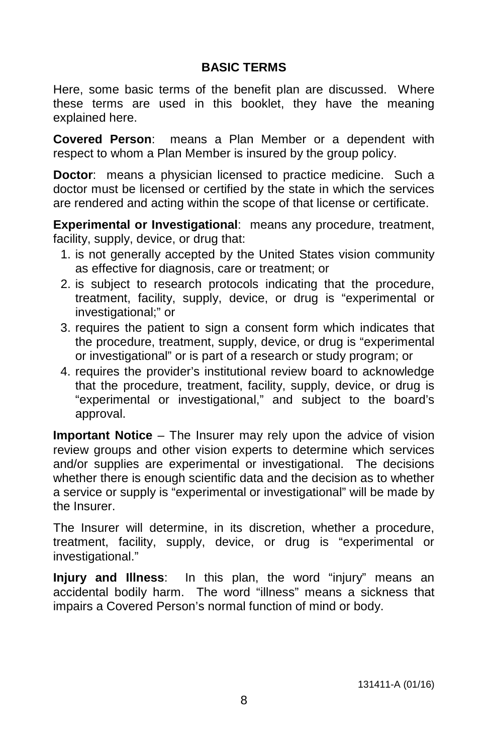## BASIC TERMS

Here, some basic terms of the benefit plan are discussed. Where these terms are used in this booklet, they have the meaning explained here.

**Covered Person**: means a Plan Member or a dependent with respect to whom a Plan Member is insured by the group policy.

**Doctor**: means a physician licensed to practice medicine. Such a doctor must be licensed or certified by the state in which the services are rendered and acting within the scope of that license or certificate.

**Experimental or Investigational**: means any procedure, treatment, facility, supply, device, or drug that:

1. is not generally accepted by the United States vision community as effective for diagnosis, care or treatment; or
2. is subject to research protocols indicating that the procedure, treatment, facility, supply, device, or drug is "experimental or investigational;" or
3. requires the patient to sign a consent form which indicates that the procedure, treatment, supply, device, or drug is "experimental or investigational" or is part of a research or study program; or
4. requires the provider's institutional review board to acknowledge that the procedure, treatment, facility, supply, device, or drug is "experimental or investigational," and subject to the board's approval.

**Important Notice** – The Insurer may rely upon the advice of vision review groups and other vision experts to determine which services and/or supplies are experimental or investigational. The decisions whether there is enough scientific data and the decision as to whether a service or supply is "experimental or investigational" will be made by the Insurer.

The Insurer will determine, in its discretion, whether a procedure, treatment, facility, supply, device, or drug is "experimental or investigational."

**Injury and Illness**: In this plan, the word "injury" means an accidental bodily harm. The word "illness" means a sickness that impairs a Covered Person's normal function of mind or body.

131411-A (01/16)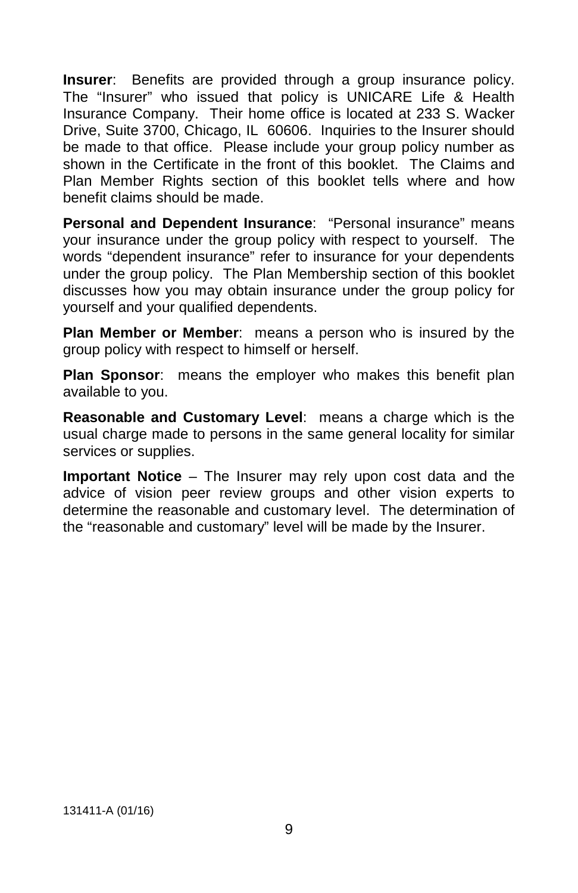**Insurer**: Benefits are provided through a group insurance policy. The "Insurer" who issued that policy is UNICARE Life & Health Insurance Company. Their home office is located at 233 S. Wacker Drive, Suite 3700, Chicago, IL 60606. Inquiries to the Insurer should be made to that office. Please include your group policy number as shown in the Certificate in the front of this booklet. The Claims and Plan Member Rights section of this booklet tells where and how benefit claims should be made.

**Personal and Dependent Insurance**: "Personal insurance" means your insurance under the group policy with respect to yourself. The words "dependent insurance" refer to insurance for your dependents under the group policy. The Plan Membership section of this booklet discusses how you may obtain insurance under the group policy for yourself and your qualified dependents.

**Plan Member or Member**: means a person who is insured by the group policy with respect to himself or herself.

**Plan Sponsor**: means the employer who makes this benefit plan available to you.

**Reasonable and Customary Level**: means a charge which is the usual charge made to persons in the same general locality for similar services or supplies.

**Important Notice** – The Insurer may rely upon cost data and the advice of vision peer review groups and other vision experts to determine the reasonable and customary level. The determination of the "reasonable and customary" level will be made by the Insurer.

131411-A (01/16)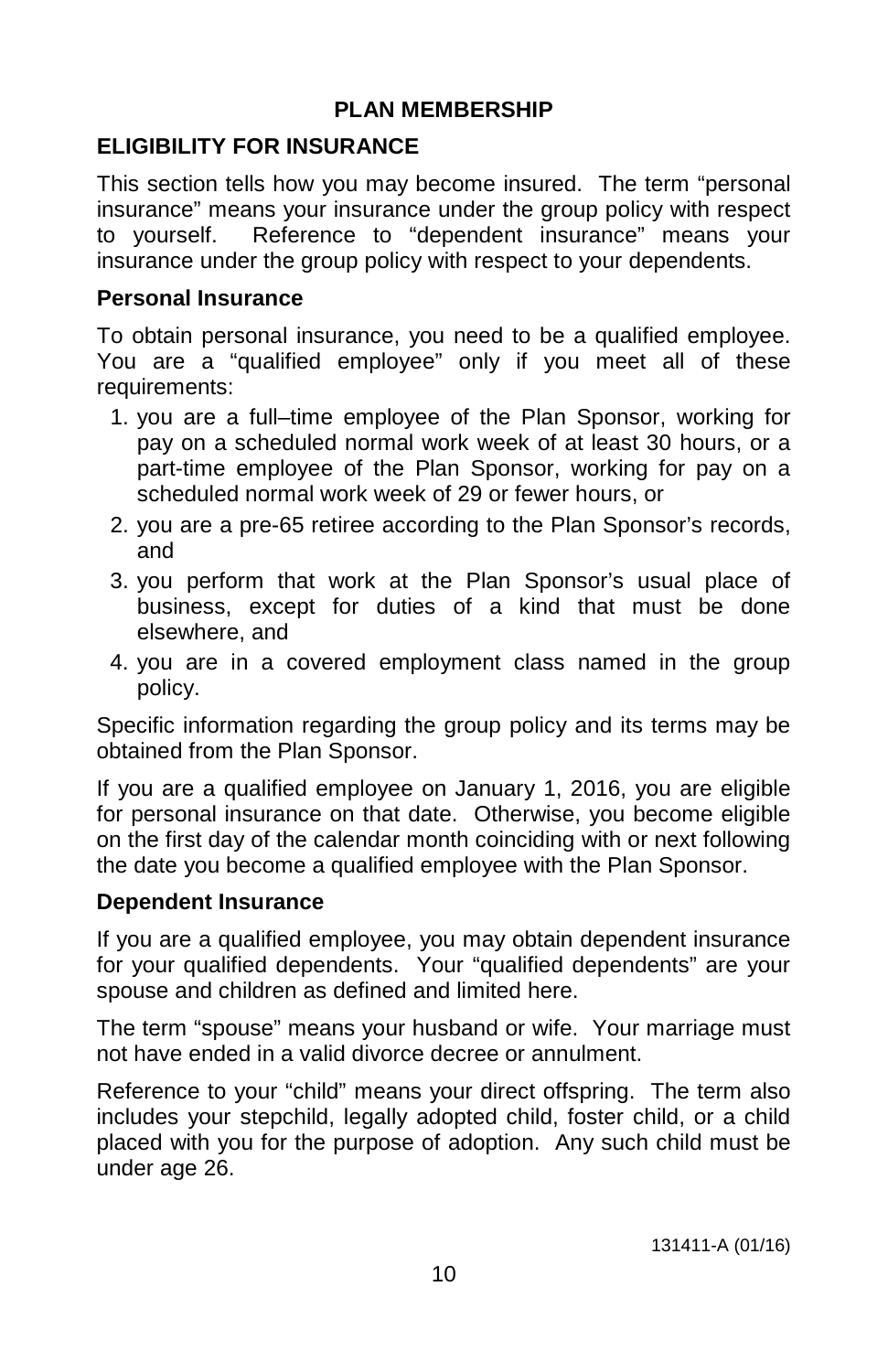## PLAN MEMBERSHIP

### ELIGIBILITY FOR INSURANCE

This section tells how you may become insured. The term "personal insurance" means your insurance under the group policy with respect to yourself. Reference to "dependent insurance" means your insurance under the group policy with respect to your dependents.

#### Personal Insurance

To obtain personal insurance, you need to be a qualified employee. You are a "qualified employee" only if you meet all of these requirements:

1. you are a full–time employee of the Plan Sponsor, working for pay on a scheduled normal work week of at least 30 hours, or a part-time employee of the Plan Sponsor, working for pay on a scheduled normal work week of 29 or fewer hours, or
2. you are a pre-65 retiree according to the Plan Sponsor's records, and
3. you perform that work at the Plan Sponsor's usual place of business, except for duties of a kind that must be done elsewhere, and
4. you are in a covered employment class named in the group policy.

Specific information regarding the group policy and its terms may be obtained from the Plan Sponsor.

If you are a qualified employee on January 1, 2016, you are eligible for personal insurance on that date. Otherwise, you become eligible on the first day of the calendar month coinciding with or next following the date you become a qualified employee with the Plan Sponsor.

#### Dependent Insurance

If you are a qualified employee, you may obtain dependent insurance for your qualified dependents. Your "qualified dependents" are your spouse and children as defined and limited here.

The term "spouse" means your husband or wife. Your marriage must not have ended in a valid divorce decree or annulment.

Reference to your "child" means your direct offspring. The term also includes your stepchild, legally adopted child, foster child, or a child placed with you for the purpose of adoption. Any such child must be under age 26.

131411-A (01/16)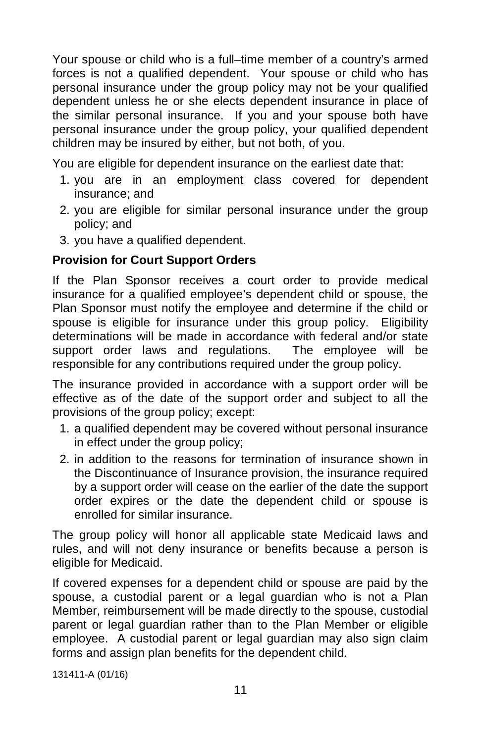Your spouse or child who is a full–time member of a country's armed forces is not a qualified dependent. Your spouse or child who has personal insurance under the group policy may not be your qualified dependent unless he or she elects dependent insurance in place of the similar personal insurance. If you and your spouse both have personal insurance under the group policy, your qualified dependent children may be insured by either, but not both, of you.

You are eligible for dependent insurance on the earliest date that:

1. you are in an employment class covered for dependent insurance; and
2. you are eligible for similar personal insurance under the group policy; and
3. you have a qualified dependent.

**Provision for Court Support Orders**

If the Plan Sponsor receives a court order to provide medical insurance for a qualified employee's dependent child or spouse, the Plan Sponsor must notify the employee and determine if the child or spouse is eligible for insurance under this group policy. Eligibility determinations will be made in accordance with federal and/or state support order laws and regulations. The employee will be responsible for any contributions required under the group policy.

The insurance provided in accordance with a support order will be effective as of the date of the support order and subject to all the provisions of the group policy; except:

1. a qualified dependent may be covered without personal insurance in effect under the group policy;
2. in addition to the reasons for termination of insurance shown in the Discontinuance of Insurance provision, the insurance required by a support order will cease on the earlier of the date the support order expires or the date the dependent child or spouse is enrolled for similar insurance.

The group policy will honor all applicable state Medicaid laws and rules, and will not deny insurance or benefits because a person is eligible for Medicaid.

If covered expenses for a dependent child or spouse are paid by the spouse, a custodial parent or a legal guardian who is not a Plan Member, reimbursement will be made directly to the spouse, custodial parent or legal guardian rather than to the Plan Member or eligible employee. A custodial parent or legal guardian may also sign claim forms and assign plan benefits for the dependent child.

131411-A (01/16)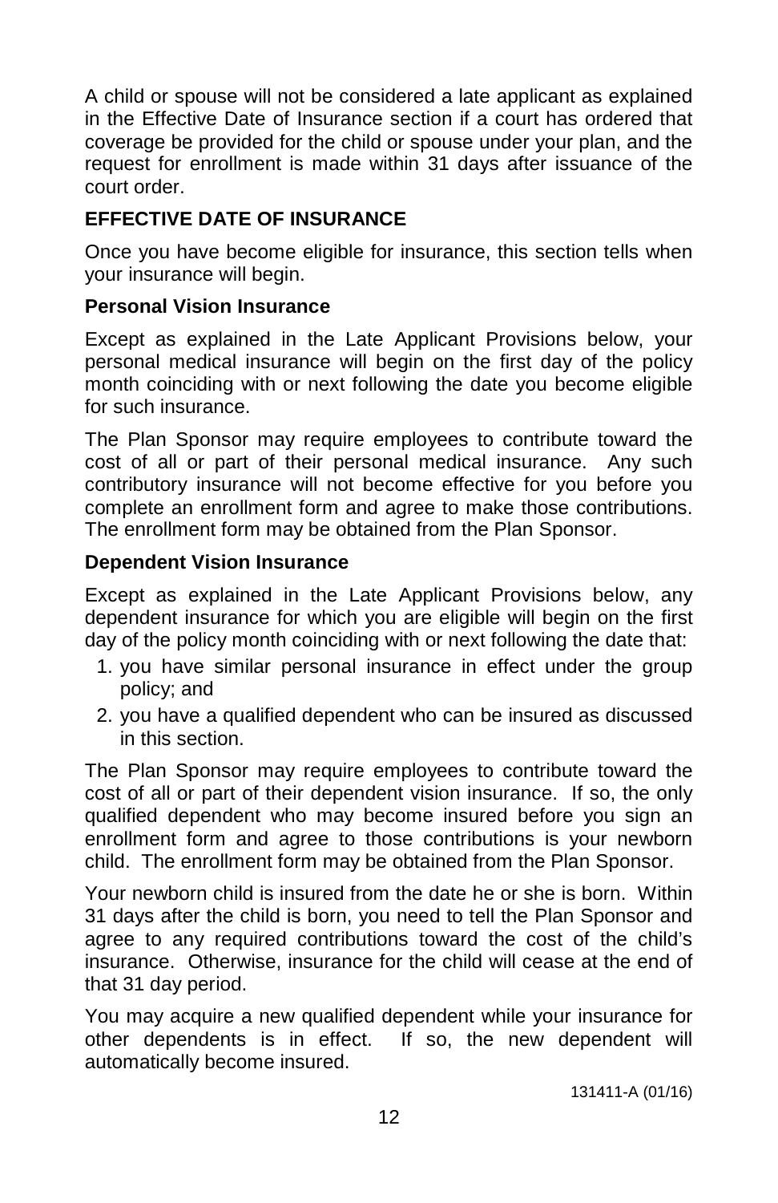A child or spouse will not be considered a late applicant as explained in the Effective Date of Insurance section if a court has ordered that coverage be provided for the child or spouse under your plan, and the request for enrollment is made within 31 days after issuance of the court order.

## EFFECTIVE DATE OF INSURANCE

Once you have become eligible for insurance, this section tells when your insurance will begin.

### Personal Vision Insurance

Except as explained in the Late Applicant Provisions below, your personal medical insurance will begin on the first day of the policy month coinciding with or next following the date you become eligible for such insurance.

The Plan Sponsor may require employees to contribute toward the cost of all or part of their personal medical insurance. Any such contributory insurance will not become effective for you before you complete an enrollment form and agree to make those contributions. The enrollment form may be obtained from the Plan Sponsor.

### Dependent Vision Insurance

Except as explained in the Late Applicant Provisions below, any dependent insurance for which you are eligible will begin on the first day of the policy month coinciding with or next following the date that:

1. you have similar personal insurance in effect under the group policy; and
2. you have a qualified dependent who can be insured as discussed in this section.

The Plan Sponsor may require employees to contribute toward the cost of all or part of their dependent vision insurance. If so, the only qualified dependent who may become insured before you sign an enrollment form and agree to those contributions is your newborn child. The enrollment form may be obtained from the Plan Sponsor.

Your newborn child is insured from the date he or she is born. Within 31 days after the child is born, you need to tell the Plan Sponsor and agree to any required contributions toward the cost of the child's insurance. Otherwise, insurance for the child will cease at the end of that 31 day period.

You may acquire a new qualified dependent while your insurance for other dependents is in effect. If so, the new dependent will automatically become insured.

131411-A (01/16)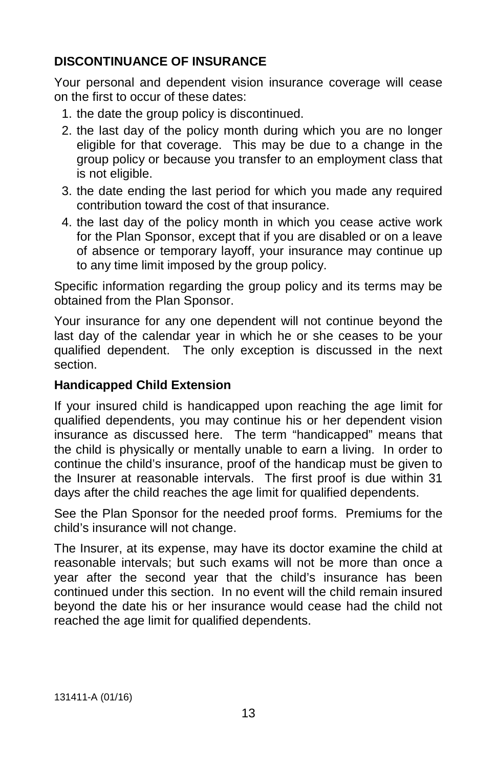## DISCONTINUANCE OF INSURANCE

Your personal and dependent vision insurance coverage will cease on the first to occur of these dates:

1. the date the group policy is discontinued.
2. the last day of the policy month during which you are no longer eligible for that coverage. This may be due to a change in the group policy or because you transfer to an employment class that is not eligible.
3. the date ending the last period for which you made any required contribution toward the cost of that insurance.
4. the last day of the policy month in which you cease active work for the Plan Sponsor, except that if you are disabled or on a leave of absence or temporary layoff, your insurance may continue up to any time limit imposed by the group policy.

Specific information regarding the group policy and its terms may be obtained from the Plan Sponsor.

Your insurance for any one dependent will not continue beyond the last day of the calendar year in which he or she ceases to be your qualified dependent. The only exception is discussed in the next section.

### Handicapped Child Extension

If your insured child is handicapped upon reaching the age limit for qualified dependents, you may continue his or her dependent vision insurance as discussed here. The term "handicapped" means that the child is physically or mentally unable to earn a living. In order to continue the child's insurance, proof of the handicap must be given to the Insurer at reasonable intervals. The first proof is due within 31 days after the child reaches the age limit for qualified dependents.

See the Plan Sponsor for the needed proof forms. Premiums for the child's insurance will not change.

The Insurer, at its expense, may have its doctor examine the child at reasonable intervals; but such exams will not be more than once a year after the second year that the child's insurance has been continued under this section. In no event will the child remain insured beyond the date his or her insurance would cease had the child not reached the age limit for qualified dependents.

131411-A (01/16)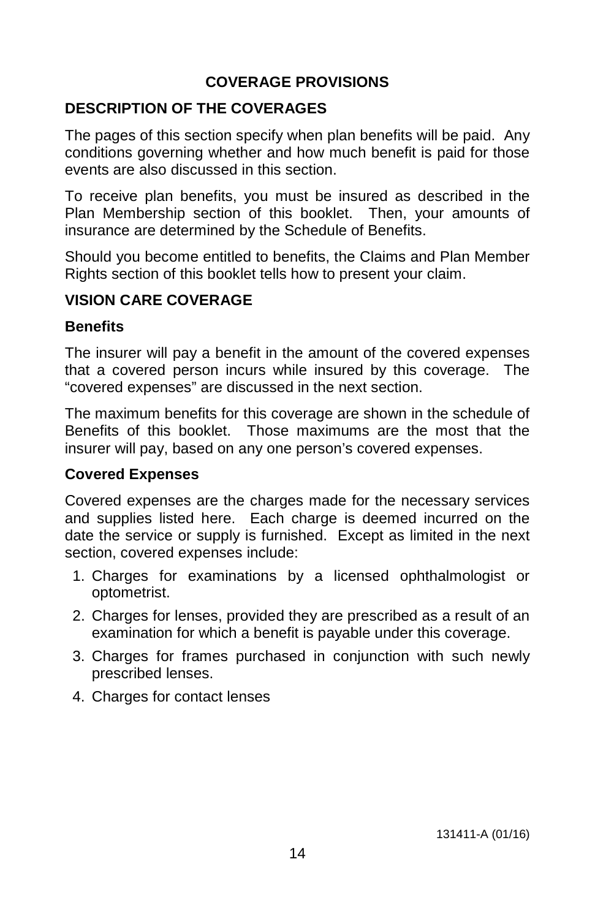# COVERAGE PROVISIONS

## DESCRIPTION OF THE COVERAGES

The pages of this section specify when plan benefits will be paid. Any conditions governing whether and how much benefit is paid for those events are also discussed in this section.

To receive plan benefits, you must be insured as described in the Plan Membership section of this booklet. Then, your amounts of insurance are determined by the Schedule of Benefits.

Should you become entitled to benefits, the Claims and Plan Member Rights section of this booklet tells how to present your claim.

## VISION CARE COVERAGE

### Benefits

The insurer will pay a benefit in the amount of the covered expenses that a covered person incurs while insured by this coverage. The "covered expenses" are discussed in the next section.

The maximum benefits for this coverage are shown in the schedule of Benefits of this booklet. Those maximums are the most that the insurer will pay, based on any one person's covered expenses.

### Covered Expenses

Covered expenses are the charges made for the necessary services and supplies listed here. Each charge is deemed incurred on the date the service or supply is furnished. Except as limited in the next section, covered expenses include:

1. Charges for examinations by a licensed ophthalmologist or optometrist.
2. Charges for lenses, provided they are prescribed as a result of an examination for which a benefit is payable under this coverage.
3. Charges for frames purchased in conjunction with such newly prescribed lenses.
4. Charges for contact lenses

131411-A (01/16)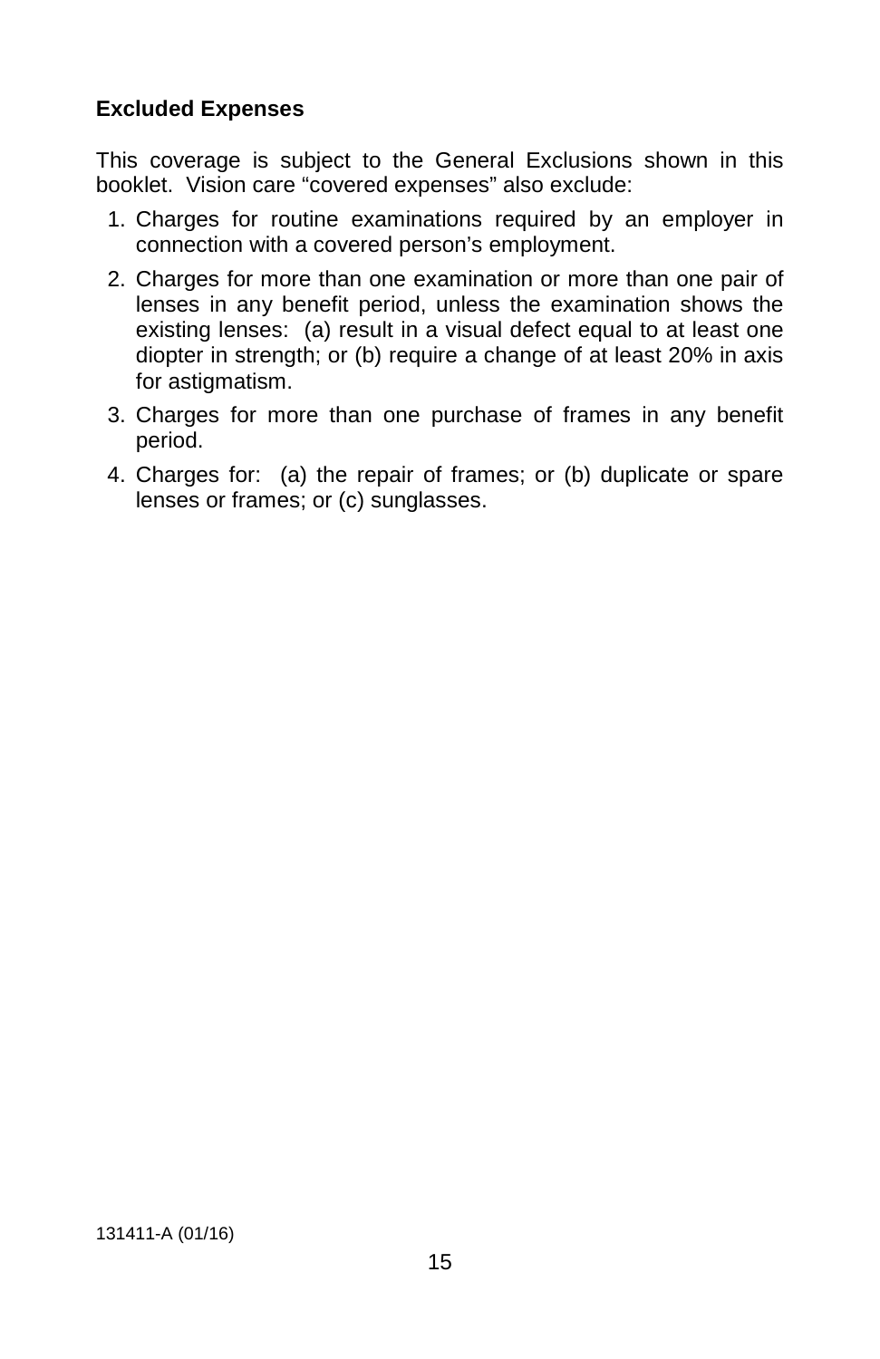**Excluded Expenses**

This coverage is subject to the General Exclusions shown in this booklet. Vision care "covered expenses" also exclude:

1. Charges for routine examinations required by an employer in connection with a covered person's employment.
2. Charges for more than one examination or more than one pair of lenses in any benefit period, unless the examination shows the existing lenses: (a) result in a visual defect equal to at least one diopter in strength; or (b) require a change of at least 20% in axis for astigmatism.
3. Charges for more than one purchase of frames in any benefit period.
4. Charges for: (a) the repair of frames; or (b) duplicate or spare lenses or frames; or (c) sunglasses.

131411-A (01/16)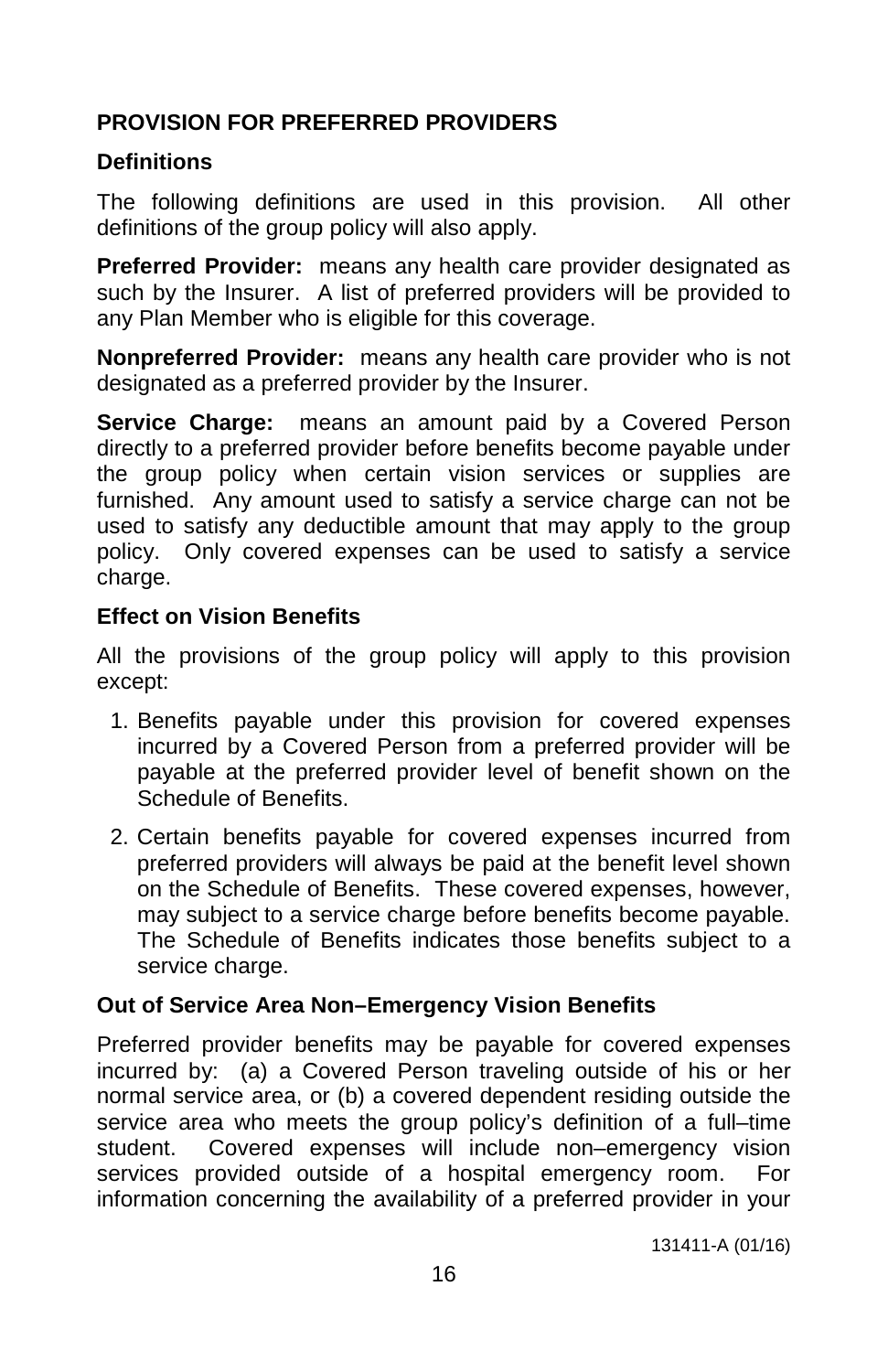## PROVISION FOR PREFERRED PROVIDERS

### Definitions

The following definitions are used in this provision. All other definitions of the group policy will also apply.

**Preferred Provider:** means any health care provider designated as such by the Insurer. A list of preferred providers will be provided to any Plan Member who is eligible for this coverage.

**Nonpreferred Provider:** means any health care provider who is not designated as a preferred provider by the Insurer.

**Service Charge:** means an amount paid by a Covered Person directly to a preferred provider before benefits become payable under the group policy when certain vision services or supplies are furnished. Any amount used to satisfy a service charge can not be used to satisfy any deductible amount that may apply to the group policy. Only covered expenses can be used to satisfy a service charge.

### Effect on Vision Benefits

All the provisions of the group policy will apply to this provision except:

1. Benefits payable under this provision for covered expenses incurred by a Covered Person from a preferred provider will be payable at the preferred provider level of benefit shown on the Schedule of Benefits.
2. Certain benefits payable for covered expenses incurred from preferred providers will always be paid at the benefit level shown on the Schedule of Benefits. These covered expenses, however, may subject to a service charge before benefits become payable. The Schedule of Benefits indicates those benefits subject to a service charge.

### Out of Service Area Non–Emergency Vision Benefits

Preferred provider benefits may be payable for covered expenses incurred by: (a) a Covered Person traveling outside of his or her normal service area, or (b) a covered dependent residing outside the service area who meets the group policy's definition of a full–time student. Covered expenses will include non–emergency vision services provided outside of a hospital emergency room. For information concerning the availability of a preferred provider in your

131411-A (01/16)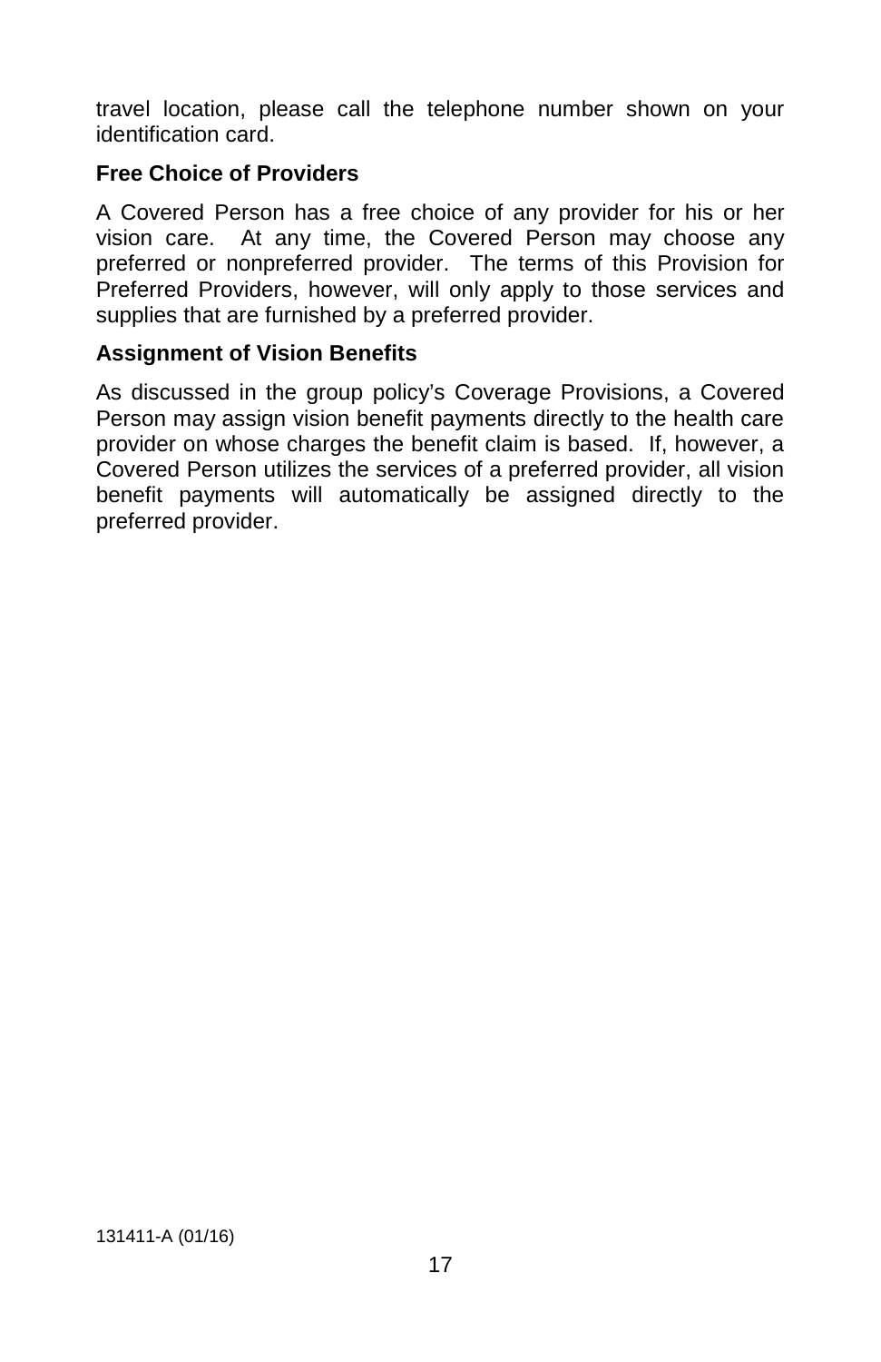travel location, please call the telephone number shown on your identification card.

**Free Choice of Providers**

A Covered Person has a free choice of any provider for his or her vision care. At any time, the Covered Person may choose any preferred or nonpreferred provider. The terms of this Provision for Preferred Providers, however, will only apply to those services and supplies that are furnished by a preferred provider.

**Assignment of Vision Benefits**

As discussed in the group policy's Coverage Provisions, a Covered Person may assign vision benefit payments directly to the health care provider on whose charges the benefit claim is based. If, however, a Covered Person utilizes the services of a preferred provider, all vision benefit payments will automatically be assigned directly to the preferred provider.

131411-A (01/16)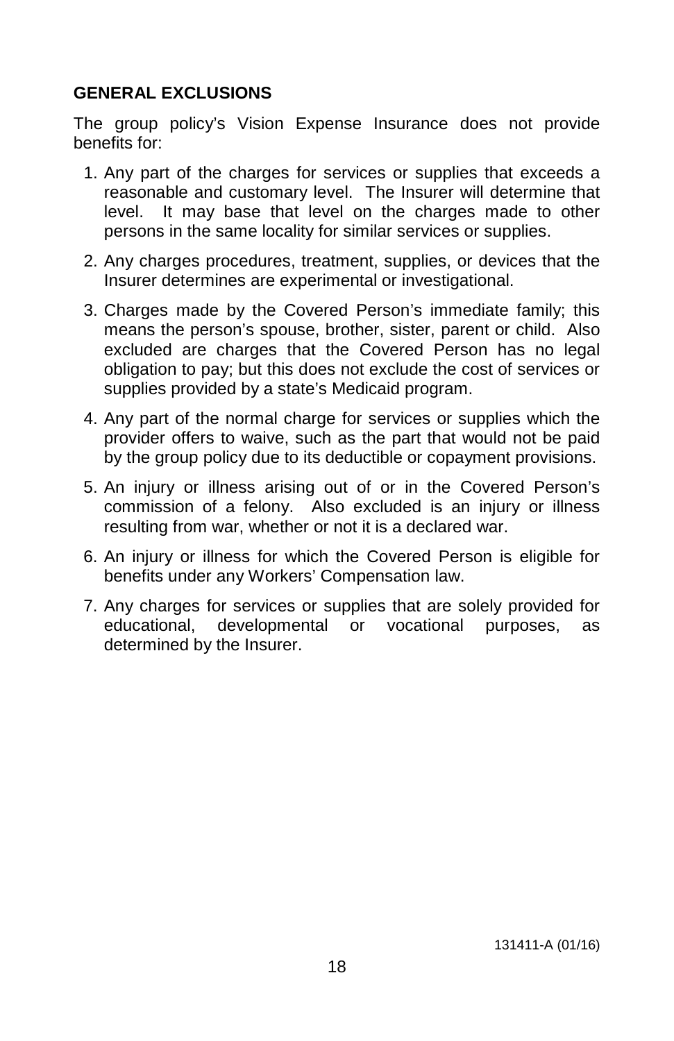## GENERAL EXCLUSIONS

The group policy's Vision Expense Insurance does not provide benefits for:

1. Any part of the charges for services or supplies that exceeds a reasonable and customary level. The Insurer will determine that level. It may base that level on the charges made to other persons in the same locality for similar services or supplies.
2. Any charges procedures, treatment, supplies, or devices that the Insurer determines are experimental or investigational.
3. Charges made by the Covered Person's immediate family; this means the person's spouse, brother, sister, parent or child. Also excluded are charges that the Covered Person has no legal obligation to pay; but this does not exclude the cost of services or supplies provided by a state's Medicaid program.
4. Any part of the normal charge for services or supplies which the provider offers to waive, such as the part that would not be paid by the group policy due to its deductible or copayment provisions.
5. An injury or illness arising out of or in the Covered Person's commission of a felony. Also excluded is an injury or illness resulting from war, whether or not it is a declared war.
6. An injury or illness for which the Covered Person is eligible for benefits under any Workers' Compensation law.
7. Any charges for services or supplies that are solely provided for educational, developmental or vocational purposes, as determined by the Insurer.

131411-A (01/16)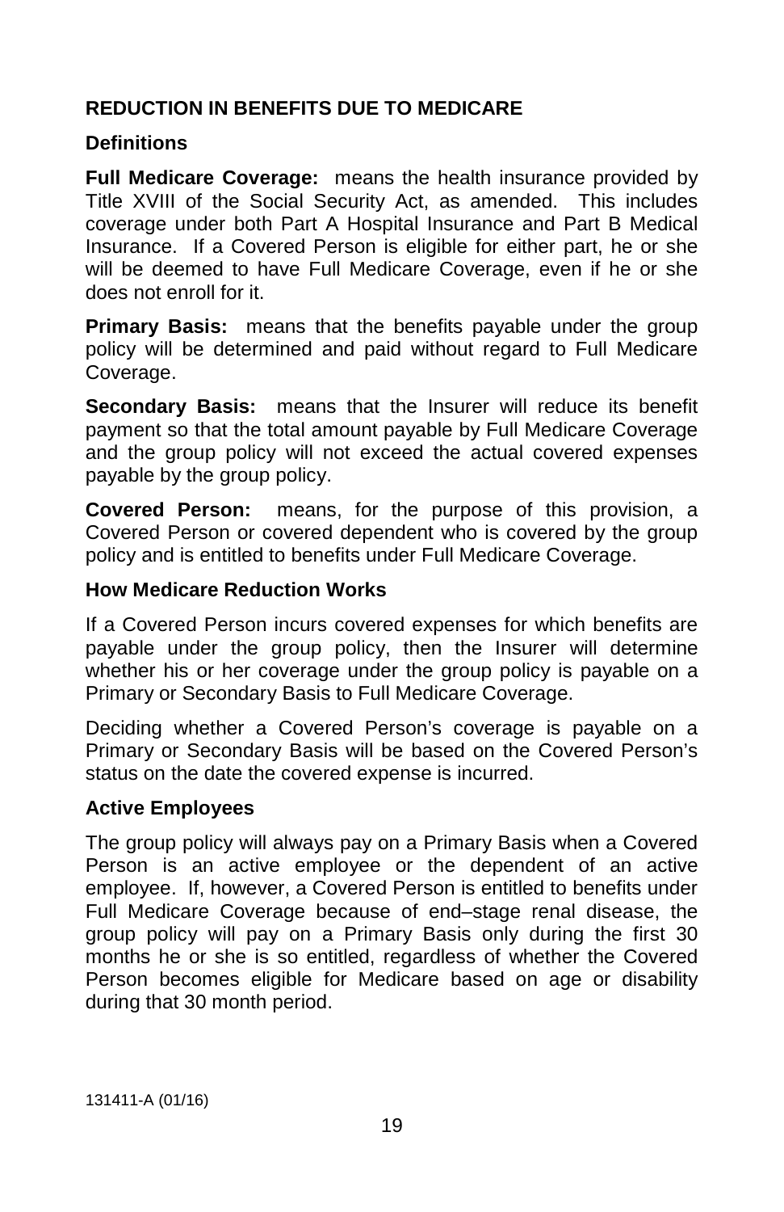## REDUCTION IN BENEFITS DUE TO MEDICARE

### Definitions

**Full Medicare Coverage:** means the health insurance provided by Title XVIII of the Social Security Act, as amended. This includes coverage under both Part A Hospital Insurance and Part B Medical Insurance. If a Covered Person is eligible for either part, he or she will be deemed to have Full Medicare Coverage, even if he or she does not enroll for it.

**Primary Basis:** means that the benefits payable under the group policy will be determined and paid without regard to Full Medicare Coverage.

**Secondary Basis:** means that the Insurer will reduce its benefit payment so that the total amount payable by Full Medicare Coverage and the group policy will not exceed the actual covered expenses payable by the group policy.

**Covered Person:** means, for the purpose of this provision, a Covered Person or covered dependent who is covered by the group policy and is entitled to benefits under Full Medicare Coverage.

### How Medicare Reduction Works

If a Covered Person incurs covered expenses for which benefits are payable under the group policy, then the Insurer will determine whether his or her coverage under the group policy is payable on a Primary or Secondary Basis to Full Medicare Coverage.

Deciding whether a Covered Person's coverage is payable on a Primary or Secondary Basis will be based on the Covered Person's status on the date the covered expense is incurred.

### Active Employees

The group policy will always pay on a Primary Basis when a Covered Person is an active employee or the dependent of an active employee. If, however, a Covered Person is entitled to benefits under Full Medicare Coverage because of end–stage renal disease, the group policy will pay on a Primary Basis only during the first 30 months he or she is so entitled, regardless of whether the Covered Person becomes eligible for Medicare based on age or disability during that 30 month period.

131411-A (01/16)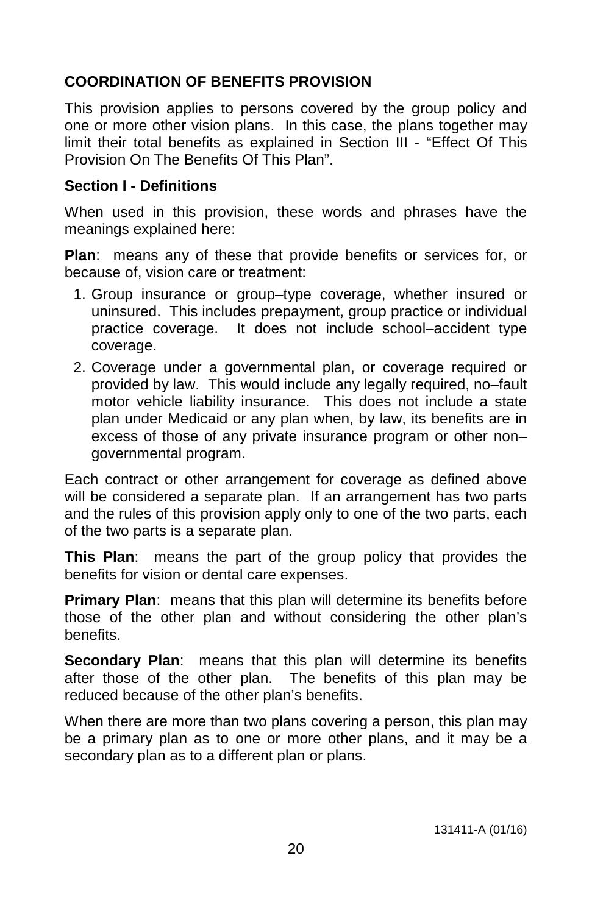## COORDINATION OF BENEFITS PROVISION

This provision applies to persons covered by the group policy and one or more other vision plans. In this case, the plans together may limit their total benefits as explained in Section III - "Effect Of This Provision On The Benefits Of This Plan".

### Section I - Definitions

When used in this provision, these words and phrases have the meanings explained here:

**Plan**: means any of these that provide benefits or services for, or because of, vision care or treatment:

1. Group insurance or group–type coverage, whether insured or uninsured. This includes prepayment, group practice or individual practice coverage. It does not include school–accident type coverage.
2. Coverage under a governmental plan, or coverage required or provided by law. This would include any legally required, no–fault motor vehicle liability insurance. This does not include a state plan under Medicaid or any plan when, by law, its benefits are in excess of those of any private insurance program or other non–governmental program.

Each contract or other arrangement for coverage as defined above will be considered a separate plan. If an arrangement has two parts and the rules of this provision apply only to one of the two parts, each of the two parts is a separate plan.

**This Plan**: means the part of the group policy that provides the benefits for vision or dental care expenses.

**Primary Plan**: means that this plan will determine its benefits before those of the other plan and without considering the other plan's benefits.

**Secondary Plan**: means that this plan will determine its benefits after those of the other plan. The benefits of this plan may be reduced because of the other plan's benefits.

When there are more than two plans covering a person, this plan may be a primary plan as to one or more other plans, and it may be a secondary plan as to a different plan or plans.

131411-A (01/16)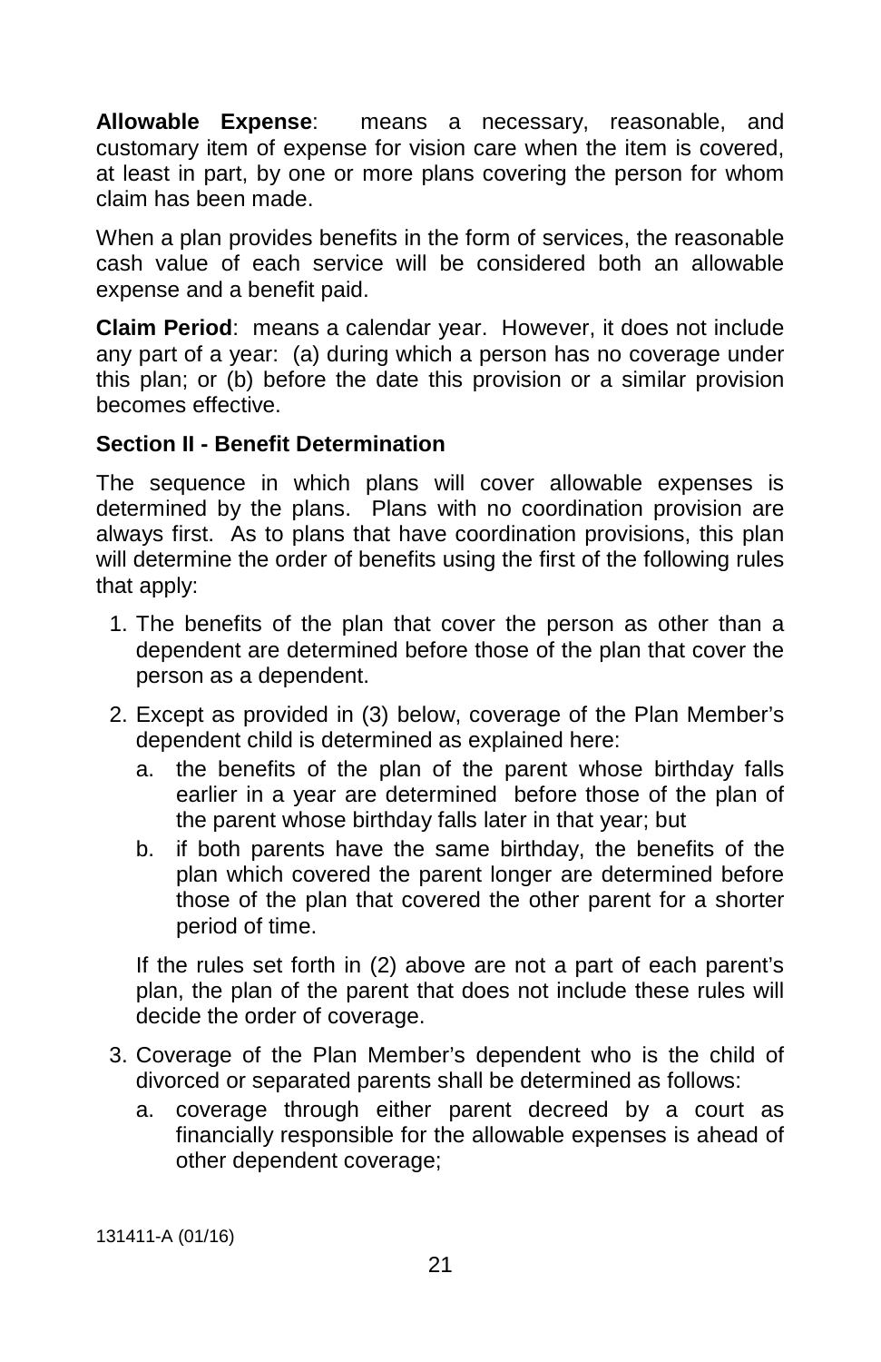**Allowable Expense**: means a necessary, reasonable, and customary item of expense for vision care when the item is covered, at least in part, by one or more plans covering the person for whom claim has been made.

When a plan provides benefits in the form of services, the reasonable cash value of each service will be considered both an allowable expense and a benefit paid.

**Claim Period**: means a calendar year. However, it does not include any part of a year: (a) during which a person has no coverage under this plan; or (b) before the date this provision or a similar provision becomes effective.

**Section II - Benefit Determination**

The sequence in which plans will cover allowable expenses is determined by the plans. Plans with no coordination provision are always first. As to plans that have coordination provisions, this plan will determine the order of benefits using the first of the following rules that apply:

1. The benefits of the plan that cover the person as other than a dependent are determined before those of the plan that cover the person as a dependent.
2. Except as provided in (3) below, coverage of the Plan Member's dependent child is determined as explained here:
   a. the benefits of the plan of the parent whose birthday falls earlier in a year are determined before those of the plan of the parent whose birthday falls later in that year; but
   b. if both parents have the same birthday, the benefits of the plan which covered the parent longer are determined before those of the plan that covered the other parent for a shorter period of time.

   If the rules set forth in (2) above are not a part of each parent's plan, the plan of the parent that does not include these rules will decide the order of coverage.
3. Coverage of the Plan Member's dependent who is the child of divorced or separated parents shall be determined as follows:
   a. coverage through either parent decreed by a court as financially responsible for the allowable expenses is ahead of other dependent coverage;

131411-A (01/16)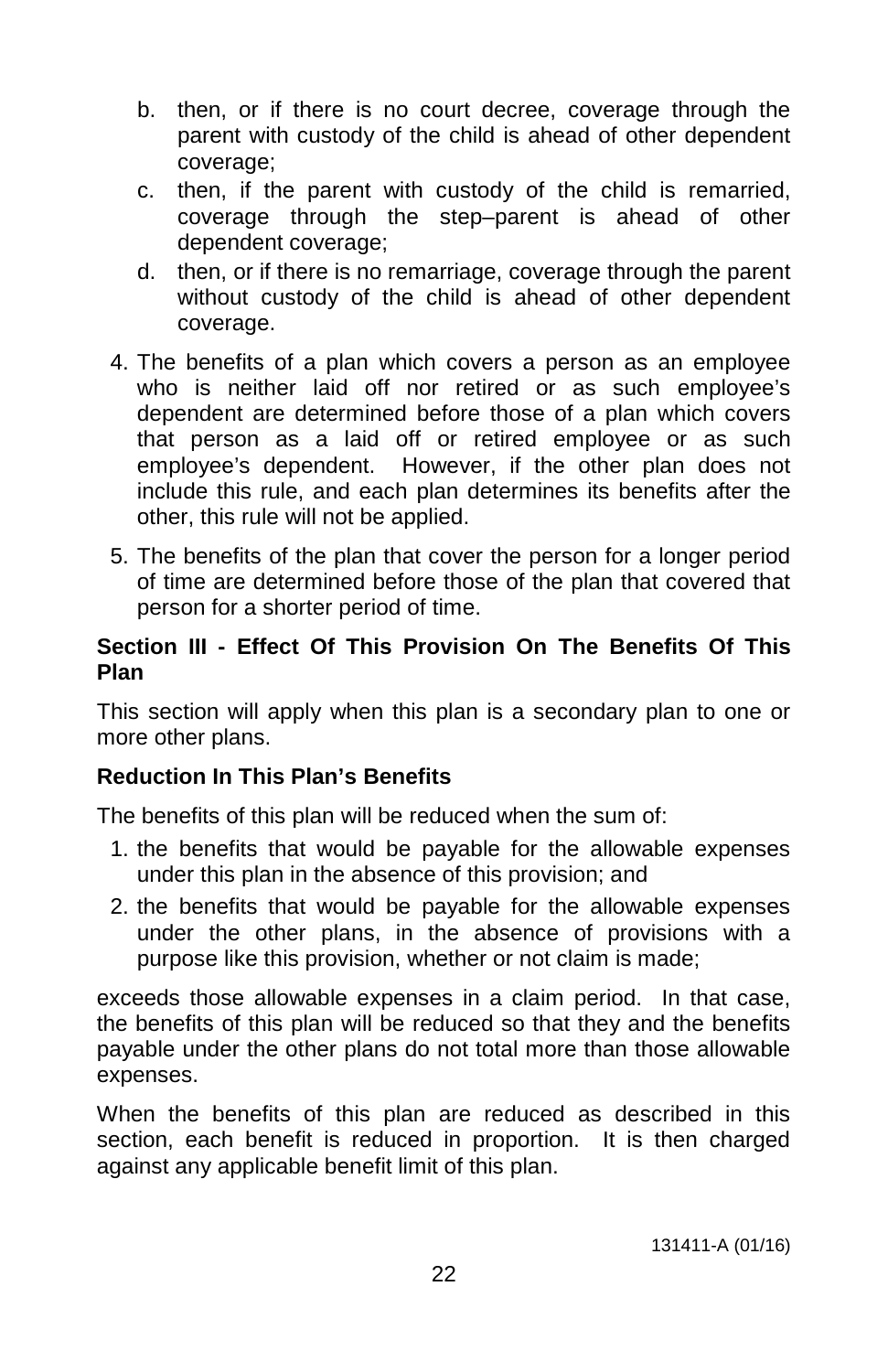b. then, or if there is no court decree, coverage through the parent with custody of the child is ahead of other dependent coverage;
   c. then, if the parent with custody of the child is remarried, coverage through the step–parent is ahead of other dependent coverage;
   d. then, or if there is no remarriage, coverage through the parent without custody of the child is ahead of other dependent coverage.

4. The benefits of a plan which covers a person as an employee who is neither laid off nor retired or as such employee's dependent are determined before those of a plan which covers that person as a laid off or retired employee or as such employee's dependent. However, if the other plan does not include this rule, and each plan determines its benefits after the other, this rule will not be applied.

5. The benefits of the plan that cover the person for a longer period of time are determined before those of the plan that covered that person for a shorter period of time.

**Section III - Effect Of This Provision On The Benefits Of This Plan**

This section will apply when this plan is a secondary plan to one or more other plans.

**Reduction In This Plan's Benefits**

The benefits of this plan will be reduced when the sum of:

1. the benefits that would be payable for the allowable expenses under this plan in the absence of this provision; and
2. the benefits that would be payable for the allowable expenses under the other plans, in the absence of provisions with a purpose like this provision, whether or not claim is made;

exceeds those allowable expenses in a claim period. In that case, the benefits of this plan will be reduced so that they and the benefits payable under the other plans do not total more than those allowable expenses.

When the benefits of this plan are reduced as described in this section, each benefit is reduced in proportion. It is then charged against any applicable benefit limit of this plan.

131411-A (01/16)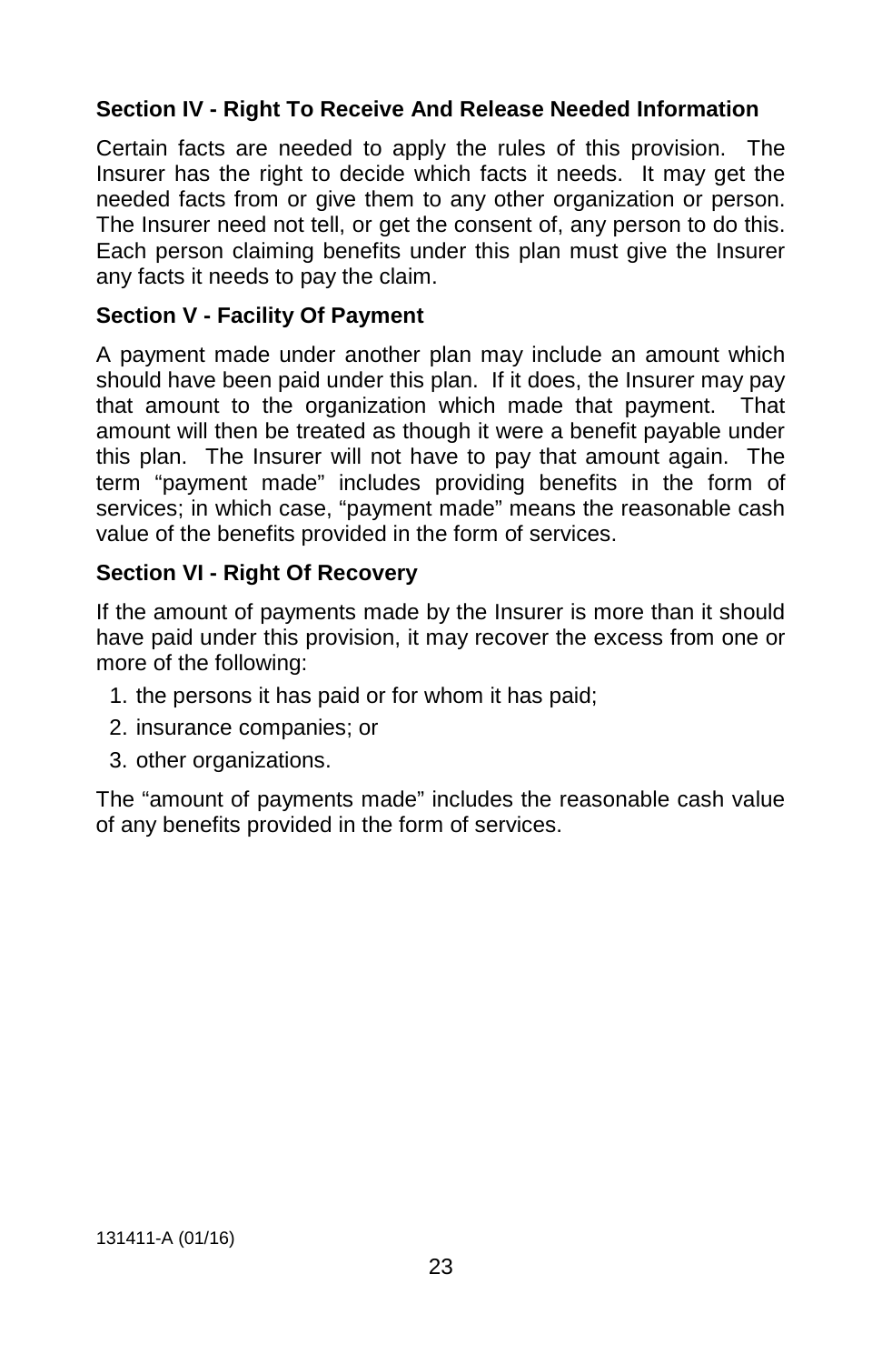### Section IV - Right To Receive And Release Needed Information

Certain facts are needed to apply the rules of this provision. The Insurer has the right to decide which facts it needs. It may get the needed facts from or give them to any other organization or person. The Insurer need not tell, or get the consent of, any person to do this. Each person claiming benefits under this plan must give the Insurer any facts it needs to pay the claim.

### Section V - Facility Of Payment

A payment made under another plan may include an amount which should have been paid under this plan. If it does, the Insurer may pay that amount to the organization which made that payment. That amount will then be treated as though it were a benefit payable under this plan. The Insurer will not have to pay that amount again. The term "payment made" includes providing benefits in the form of services; in which case, "payment made" means the reasonable cash value of the benefits provided in the form of services.

### Section VI - Right Of Recovery

If the amount of payments made by the Insurer is more than it should have paid under this provision, it may recover the excess from one or more of the following:

1. the persons it has paid or for whom it has paid;
2. insurance companies; or
3. other organizations.

The "amount of payments made" includes the reasonable cash value of any benefits provided in the form of services.

131411-A (01/16)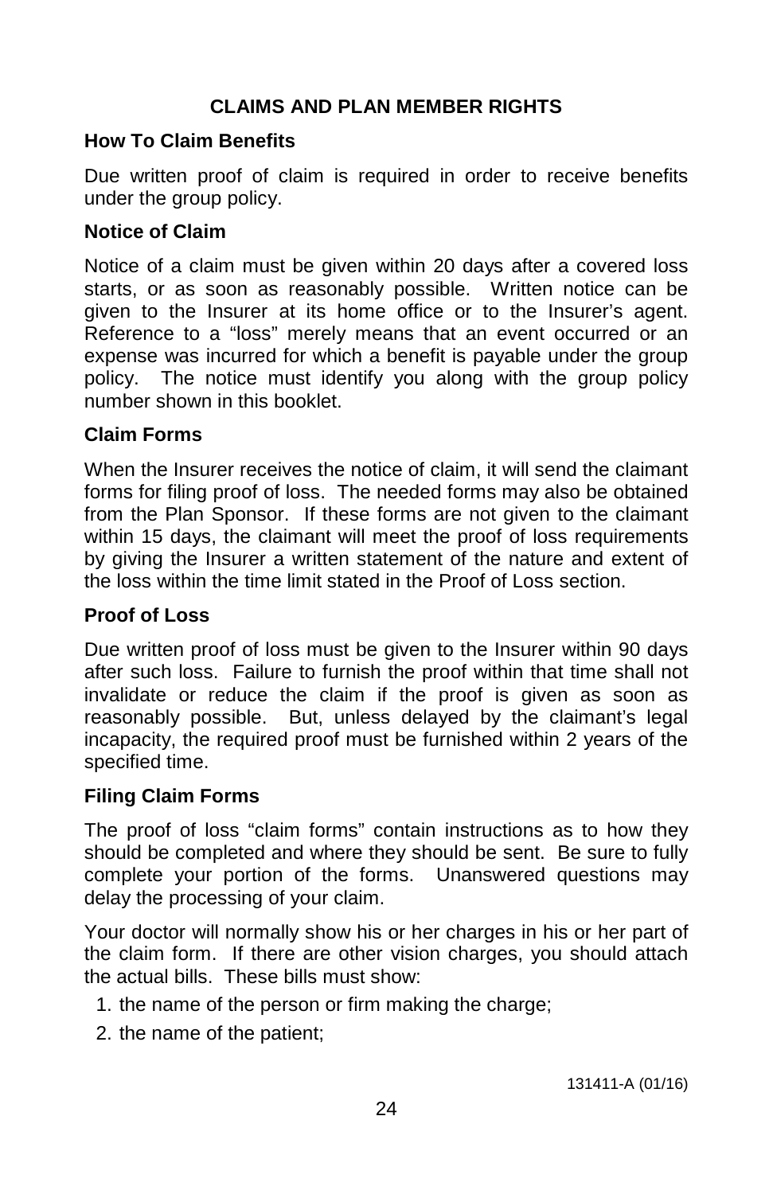## CLAIMS AND PLAN MEMBER RIGHTS

### How To Claim Benefits

Due written proof of claim is required in order to receive benefits under the group policy.

### Notice of Claim

Notice of a claim must be given within 20 days after a covered loss starts, or as soon as reasonably possible. Written notice can be given to the Insurer at its home office or to the Insurer's agent. Reference to a "loss" merely means that an event occurred or an expense was incurred for which a benefit is payable under the group policy. The notice must identify you along with the group policy number shown in this booklet.

### Claim Forms

When the Insurer receives the notice of claim, it will send the claimant forms for filing proof of loss. The needed forms may also be obtained from the Plan Sponsor. If these forms are not given to the claimant within 15 days, the claimant will meet the proof of loss requirements by giving the Insurer a written statement of the nature and extent of the loss within the time limit stated in the Proof of Loss section.

### Proof of Loss

Due written proof of loss must be given to the Insurer within 90 days after such loss. Failure to furnish the proof within that time shall not invalidate or reduce the claim if the proof is given as soon as reasonably possible. But, unless delayed by the claimant's legal incapacity, the required proof must be furnished within 2 years of the specified time.

### Filing Claim Forms

The proof of loss "claim forms" contain instructions as to how they should be completed and where they should be sent. Be sure to fully complete your portion of the forms. Unanswered questions may delay the processing of your claim.

Your doctor will normally show his or her charges in his or her part of the claim form. If there are other vision charges, you should attach the actual bills. These bills must show:

1. the name of the person or firm making the charge;
2. the name of the patient;

131411-A (01/16)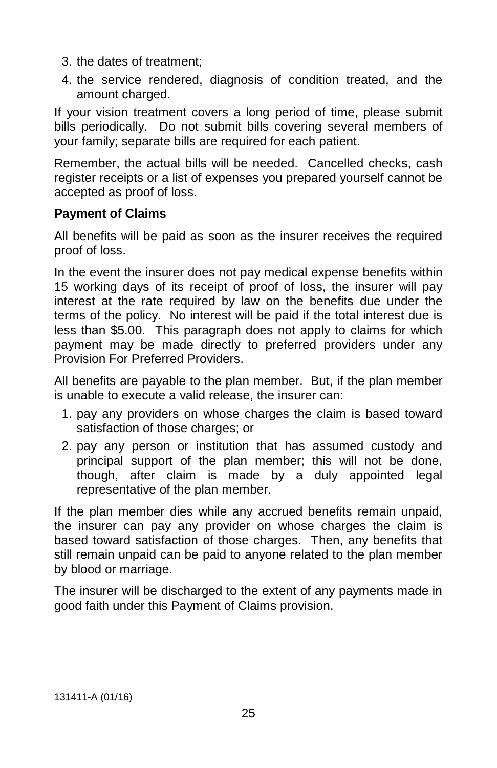3. the dates of treatment;
4. the service rendered, diagnosis of condition treated, and the amount charged.

If your vision treatment covers a long period of time, please submit bills periodically. Do not submit bills covering several members of your family; separate bills are required for each patient.

Remember, the actual bills will be needed. Cancelled checks, cash register receipts or a list of expenses you prepared yourself cannot be accepted as proof of loss.

**Payment of Claims**

All benefits will be paid as soon as the insurer receives the required proof of loss.

In the event the insurer does not pay medical expense benefits within 15 working days of its receipt of proof of loss, the insurer will pay interest at the rate required by law on the benefits due under the terms of the policy. No interest will be paid if the total interest due is less than $5.00. This paragraph does not apply to claims for which payment may be made directly to preferred providers under any Provision For Preferred Providers.

All benefits are payable to the plan member. But, if the plan member is unable to execute a valid release, the insurer can:

1. pay any providers on whose charges the claim is based toward satisfaction of those charges; or
2. pay any person or institution that has assumed custody and principal support of the plan member; this will not be done, though, after claim is made by a duly appointed legal representative of the plan member.

If the plan member dies while any accrued benefits remain unpaid, the insurer can pay any provider on whose charges the claim is based toward satisfaction of those charges. Then, any benefits that still remain unpaid can be paid to anyone related to the plan member by blood or marriage.

The insurer will be discharged to the extent of any payments made in good faith under this Payment of Claims provision.

131411-A (01/16)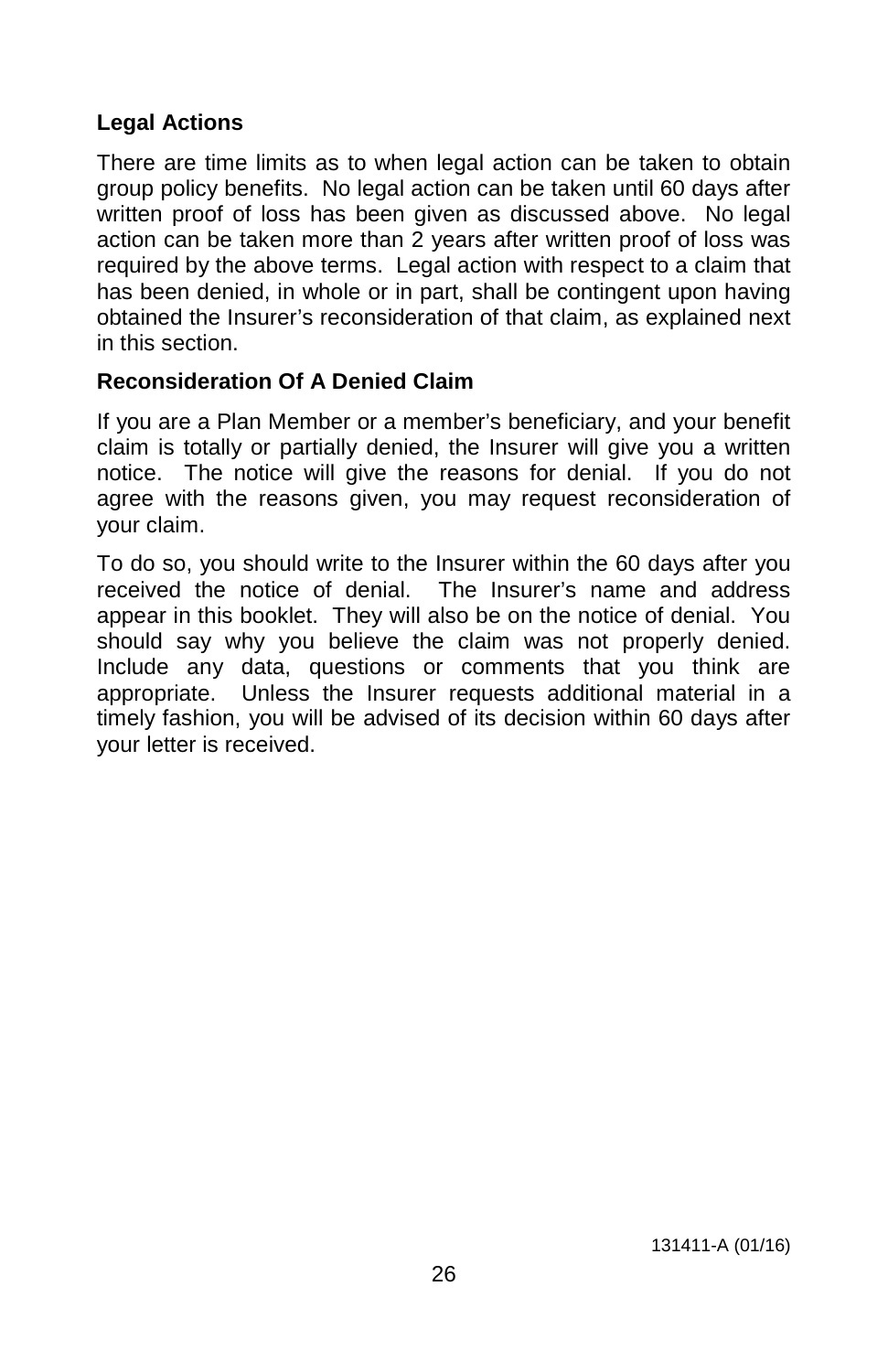## Legal Actions

There are time limits as to when legal action can be taken to obtain group policy benefits. No legal action can be taken until 60 days after written proof of loss has been given as discussed above. No legal action can be taken more than 2 years after written proof of loss was required by the above terms. Legal action with respect to a claim that has been denied, in whole or in part, shall be contingent upon having obtained the Insurer's reconsideration of that claim, as explained next in this section.

## Reconsideration Of A Denied Claim

If you are a Plan Member or a member's beneficiary, and your benefit claim is totally or partially denied, the Insurer will give you a written notice. The notice will give the reasons for denial. If you do not agree with the reasons given, you may request reconsideration of your claim.

To do so, you should write to the Insurer within the 60 days after you received the notice of denial. The Insurer's name and address appear in this booklet. They will also be on the notice of denial. You should say why you believe the claim was not properly denied. Include any data, questions or comments that you think are appropriate. Unless the Insurer requests additional material in a timely fashion, you will be advised of its decision within 60 days after your letter is received.

131411-A (01/16)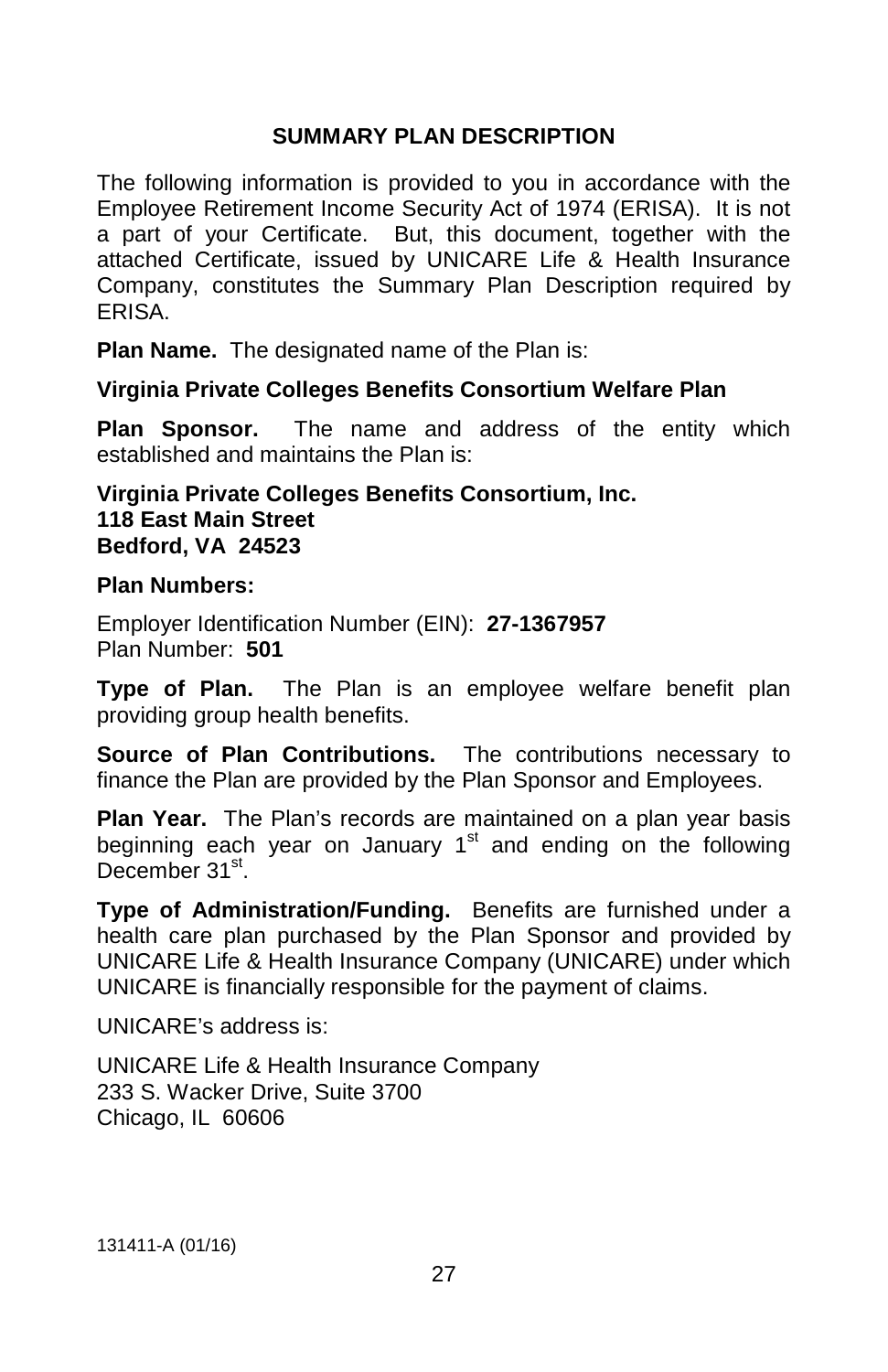## SUMMARY PLAN DESCRIPTION

The following information is provided to you in accordance with the Employee Retirement Income Security Act of 1974 (ERISA). It is not a part of your Certificate. But, this document, together with the attached Certificate, issued by UNICARE Life & Health Insurance Company, constitutes the Summary Plan Description required by ERISA.

**Plan Name.** The designated name of the Plan is:

**Virginia Private Colleges Benefits Consortium Welfare Plan**

**Plan Sponsor.** The name and address of the entity which established and maintains the Plan is:

**Virginia Private Colleges Benefits Consortium, Inc.**
**118 East Main Street**
**Bedford, VA 24523**

**Plan Numbers:**

Employer Identification Number (EIN): **27-1367957**
Plan Number: **501**

**Type of Plan.** The Plan is an employee welfare benefit plan providing group health benefits.

**Source of Plan Contributions.** The contributions necessary to finance the Plan are provided by the Plan Sponsor and Employees.

**Plan Year.** The Plan's records are maintained on a plan year basis beginning each year on January 1st and ending on the following December 31st.

**Type of Administration/Funding.** Benefits are furnished under a health care plan purchased by the Plan Sponsor and provided by UNICARE Life & Health Insurance Company (UNICARE) under which UNICARE is financially responsible for the payment of claims.

UNICARE's address is:

UNICARE Life & Health Insurance Company
233 S. Wacker Drive, Suite 3700
Chicago, IL 60606

131411-A (01/16)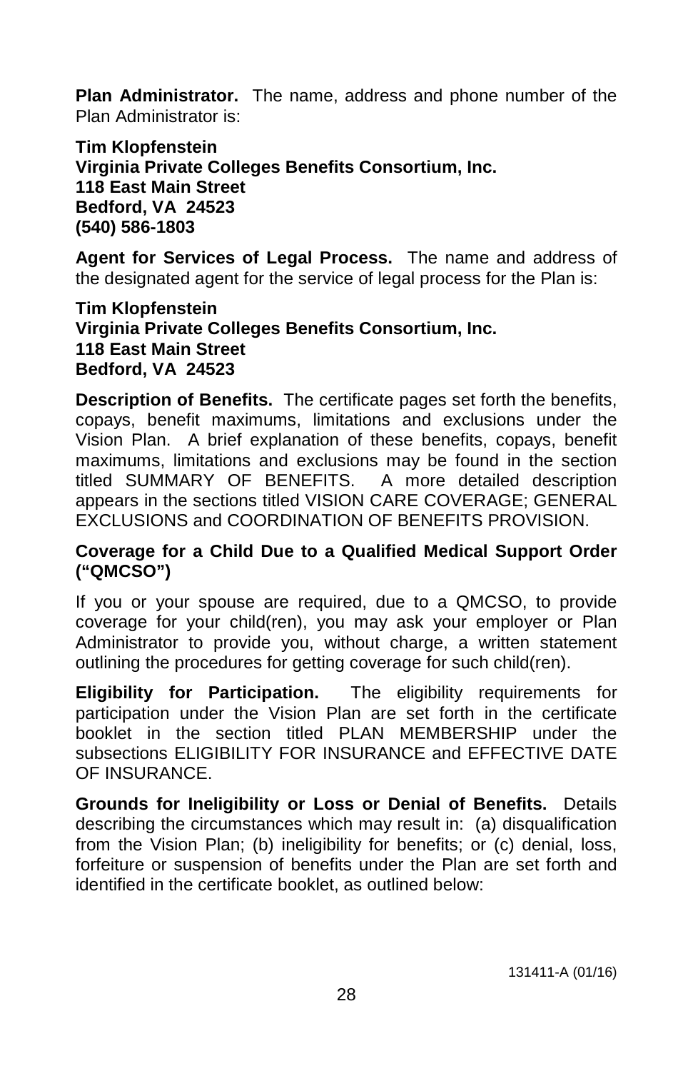**Plan Administrator.** The name, address and phone number of the Plan Administrator is:

**Tim Klopfenstein**
**Virginia Private Colleges Benefits Consortium, Inc.**
**118 East Main Street**
**Bedford, VA 24523**
**(540) 586-1803**

**Agent for Services of Legal Process.** The name and address of the designated agent for the service of legal process for the Plan is:

**Tim Klopfenstein**
**Virginia Private Colleges Benefits Consortium, Inc.**
**118 East Main Street**
**Bedford, VA 24523**

**Description of Benefits.** The certificate pages set forth the benefits, copays, benefit maximums, limitations and exclusions under the Vision Plan. A brief explanation of these benefits, copays, benefit maximums, limitations and exclusions may be found in the section titled SUMMARY OF BENEFITS. A more detailed description appears in the sections titled VISION CARE COVERAGE; GENERAL EXCLUSIONS and COORDINATION OF BENEFITS PROVISION.

**Coverage for a Child Due to a Qualified Medical Support Order ("QMCSO")**

If you or your spouse are required, due to a QMCSO, to provide coverage for your child(ren), you may ask your employer or Plan Administrator to provide you, without charge, a written statement outlining the procedures for getting coverage for such child(ren).

**Eligibility for Participation.** The eligibility requirements for participation under the Vision Plan are set forth in the certificate booklet in the section titled PLAN MEMBERSHIP under the subsections ELIGIBILITY FOR INSURANCE and EFFECTIVE DATE OF INSURANCE.

**Grounds for Ineligibility or Loss or Denial of Benefits.** Details describing the circumstances which may result in: (a) disqualification from the Vision Plan; (b) ineligibility for benefits; or (c) denial, loss, forfeiture or suspension of benefits under the Plan are set forth and identified in the certificate booklet, as outlined below:

131411-A (01/16)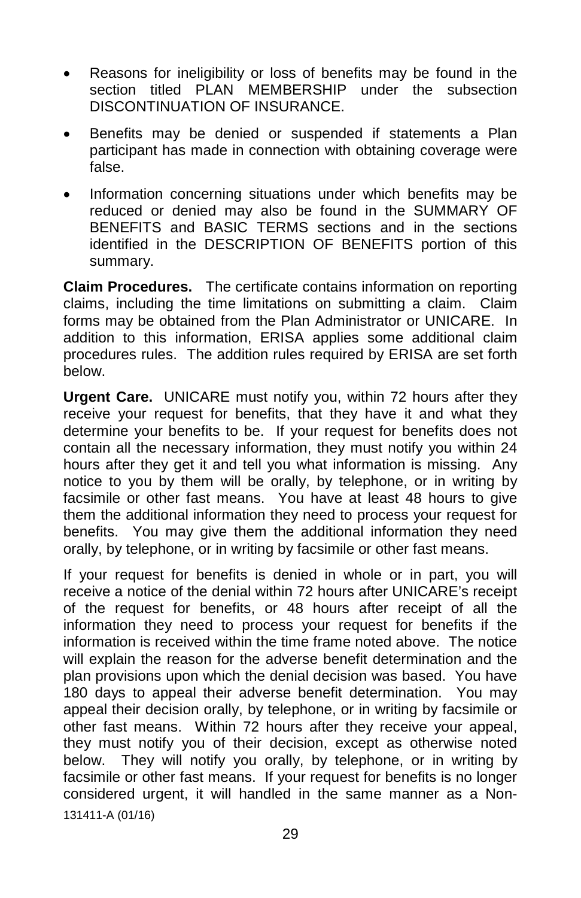- Reasons for ineligibility or loss of benefits may be found in the section titled PLAN MEMBERSHIP under the subsection DISCONTINUATION OF INSURANCE.
- Benefits may be denied or suspended if statements a Plan participant has made in connection with obtaining coverage were false.
- Information concerning situations under which benefits may be reduced or denied may also be found in the SUMMARY OF BENEFITS and BASIC TERMS sections and in the sections identified in the DESCRIPTION OF BENEFITS portion of this summary.

**Claim Procedures.** The certificate contains information on reporting claims, including the time limitations on submitting a claim. Claim forms may be obtained from the Plan Administrator or UNICARE. In addition to this information, ERISA applies some additional claim procedures rules. The addition rules required by ERISA are set forth below.

**Urgent Care.** UNICARE must notify you, within 72 hours after they receive your request for benefits, that they have it and what they determine your benefits to be. If your request for benefits does not contain all the necessary information, they must notify you within 24 hours after they get it and tell you what information is missing. Any notice to you by them will be orally, by telephone, or in writing by facsimile or other fast means. You have at least 48 hours to give them the additional information they need to process your request for benefits. You may give them the additional information they need orally, by telephone, or in writing by facsimile or other fast means.

If your request for benefits is denied in whole or in part, you will receive a notice of the denial within 72 hours after UNICARE's receipt of the request for benefits, or 48 hours after receipt of all the information they need to process your request for benefits if the information is received within the time frame noted above. The notice will explain the reason for the adverse benefit determination and the plan provisions upon which the denial decision was based. You have 180 days to appeal their adverse benefit determination. You may appeal their decision orally, by telephone, or in writing by facsimile or other fast means. Within 72 hours after they receive your appeal, they must notify you of their decision, except as otherwise noted below. They will notify you orally, by telephone, or in writing by facsimile or other fast means. If your request for benefits is no longer considered urgent, it will handled in the same manner as a Non-

131411-A (01/16)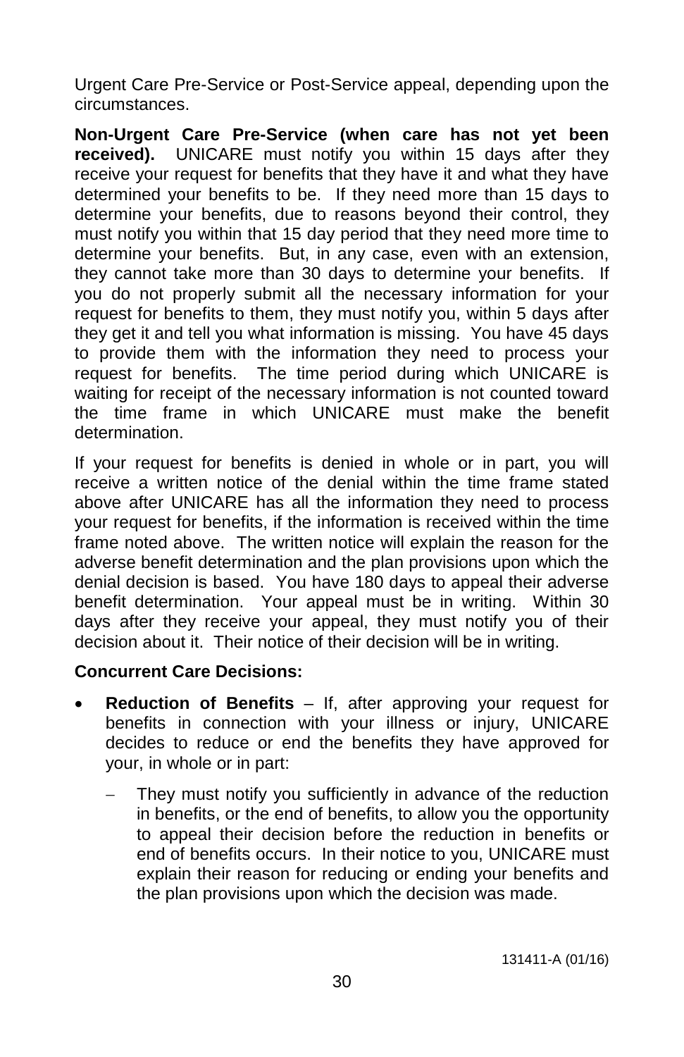Urgent Care Pre-Service or Post-Service appeal, depending upon the circumstances.

**Non-Urgent Care Pre-Service (when care has not yet been received).** UNICARE must notify you within 15 days after they receive your request for benefits that they have it and what they have determined your benefits to be. If they need more than 15 days to determine your benefits, due to reasons beyond their control, they must notify you within that 15 day period that they need more time to determine your benefits. But, in any case, even with an extension, they cannot take more than 30 days to determine your benefits. If you do not properly submit all the necessary information for your request for benefits to them, they must notify you, within 5 days after they get it and tell you what information is missing. You have 45 days to provide them with the information they need to process your request for benefits. The time period during which UNICARE is waiting for receipt of the necessary information is not counted toward the time frame in which UNICARE must make the benefit determination.

If your request for benefits is denied in whole or in part, you will receive a written notice of the denial within the time frame stated above after UNICARE has all the information they need to process your request for benefits, if the information is received within the time frame noted above. The written notice will explain the reason for the adverse benefit determination and the plan provisions upon which the denial decision is based. You have 180 days to appeal their adverse benefit determination. Your appeal must be in writing. Within 30 days after they receive your appeal, they must notify you of their decision about it. Their notice of their decision will be in writing.

**Concurrent Care Decisions:**

- **Reduction of Benefits** – If, after approving your request for benefits in connection with your illness or injury, UNICARE decides to reduce or end the benefits they have approved for your, in whole or in part:
  - They must notify you sufficiently in advance of the reduction in benefits, or the end of benefits, to allow you the opportunity to appeal their decision before the reduction in benefits or end of benefits occurs. In their notice to you, UNICARE must explain their reason for reducing or ending your benefits and the plan provisions upon which the decision was made.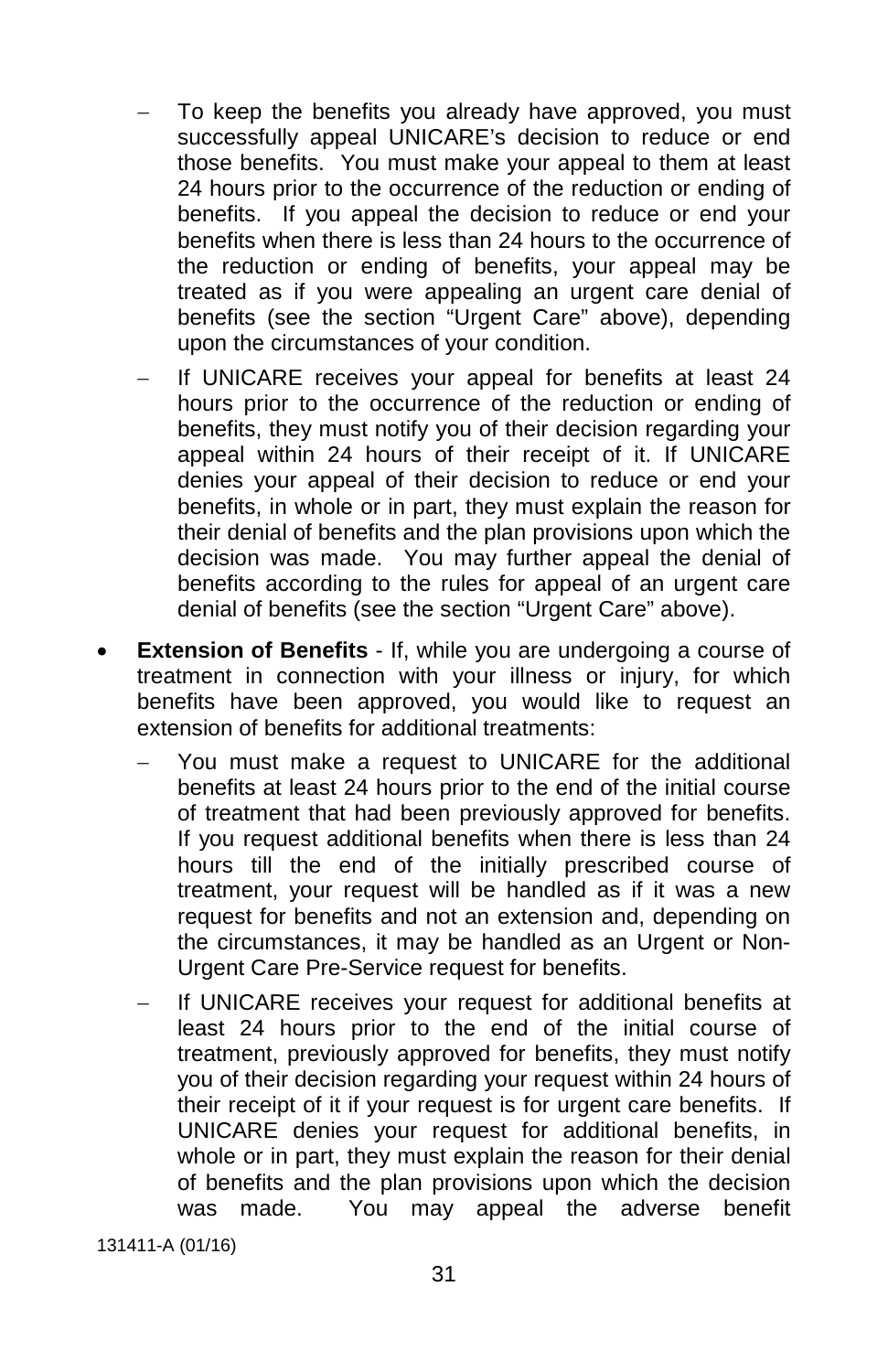- To keep the benefits you already have approved, you must successfully appeal UNICARE's decision to reduce or end those benefits. You must make your appeal to them at least 24 hours prior to the occurrence of the reduction or ending of benefits. If you appeal the decision to reduce or end your benefits when there is less than 24 hours to the occurrence of the reduction or ending of benefits, your appeal may be treated as if you were appealing an urgent care denial of benefits (see the section "Urgent Care" above), depending upon the circumstances of your condition.
- If UNICARE receives your appeal for benefits at least 24 hours prior to the occurrence of the reduction or ending of benefits, they must notify you of their decision regarding your appeal within 24 hours of their receipt of it. If UNICARE denies your appeal of their decision to reduce or end your benefits, in whole or in part, they must explain the reason for their denial of benefits and the plan provisions upon which the decision was made. You may further appeal the denial of benefits according to the rules for appeal of an urgent care denial of benefits (see the section "Urgent Care" above).

- **Extension of Benefits** - If, while you are undergoing a course of treatment in connection with your illness or injury, for which benefits have been approved, you would like to request an extension of benefits for additional treatments:
  - You must make a request to UNICARE for the additional benefits at least 24 hours prior to the end of the initial course of treatment that had been previously approved for benefits. If you request additional benefits when there is less than 24 hours till the end of the initially prescribed course of treatment, your request will be handled as if it was a new request for benefits and not an extension and, depending on the circumstances, it may be handled as an Urgent or Non-Urgent Care Pre-Service request for benefits.
  - If UNICARE receives your request for additional benefits at least 24 hours prior to the end of the initial course of treatment, previously approved for benefits, they must notify you of their decision regarding your request within 24 hours of their receipt of it if your request is for urgent care benefits. If UNICARE denies your request for additional benefits, in whole or in part, they must explain the reason for their denial of benefits and the plan provisions upon which the decision was made. You may appeal the adverse benefit

131411-A (01/16)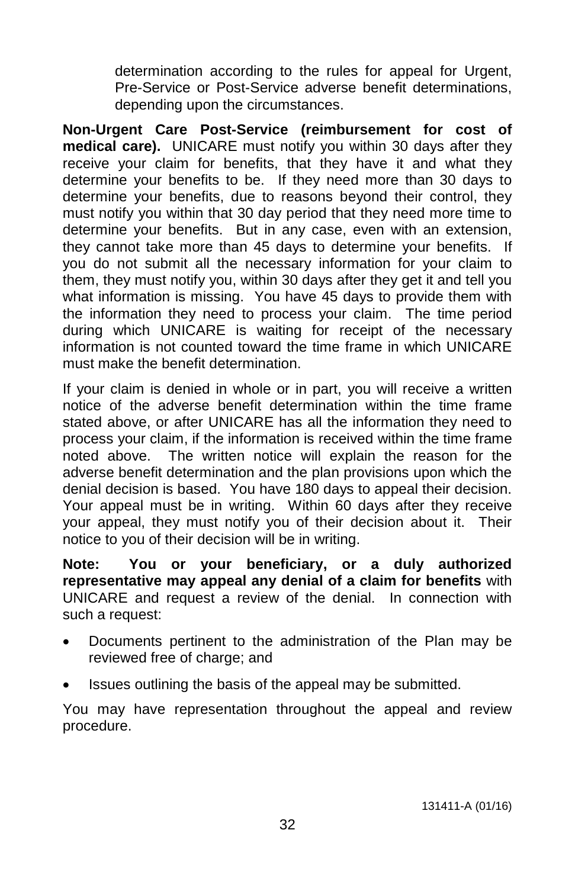determination according to the rules for appeal for Urgent, Pre-Service or Post-Service adverse benefit determinations, depending upon the circumstances.

**Non-Urgent Care Post-Service (reimbursement for cost of medical care).** UNICARE must notify you within 30 days after they receive your claim for benefits, that they have it and what they determine your benefits to be. If they need more than 30 days to determine your benefits, due to reasons beyond their control, they must notify you within that 30 day period that they need more time to determine your benefits. But in any case, even with an extension, they cannot take more than 45 days to determine your benefits. If you do not submit all the necessary information for your claim to them, they must notify you, within 30 days after they get it and tell you what information is missing. You have 45 days to provide them with the information they need to process your claim. The time period during which UNICARE is waiting for receipt of the necessary information is not counted toward the time frame in which UNICARE must make the benefit determination.

If your claim is denied in whole or in part, you will receive a written notice of the adverse benefit determination within the time frame stated above, or after UNICARE has all the information they need to process your claim, if the information is received within the time frame noted above. The written notice will explain the reason for the adverse benefit determination and the plan provisions upon which the denial decision is based. You have 180 days to appeal their decision. Your appeal must be in writing. Within 60 days after they receive your appeal, they must notify you of their decision about it. Their notice to you of their decision will be in writing.

**Note: You or your beneficiary, or a duly authorized representative may appeal any denial of a claim for benefits** with UNICARE and request a review of the denial. In connection with such a request:

- Documents pertinent to the administration of the Plan may be reviewed free of charge; and
- Issues outlining the basis of the appeal may be submitted.

You may have representation throughout the appeal and review procedure.

131411-A (01/16)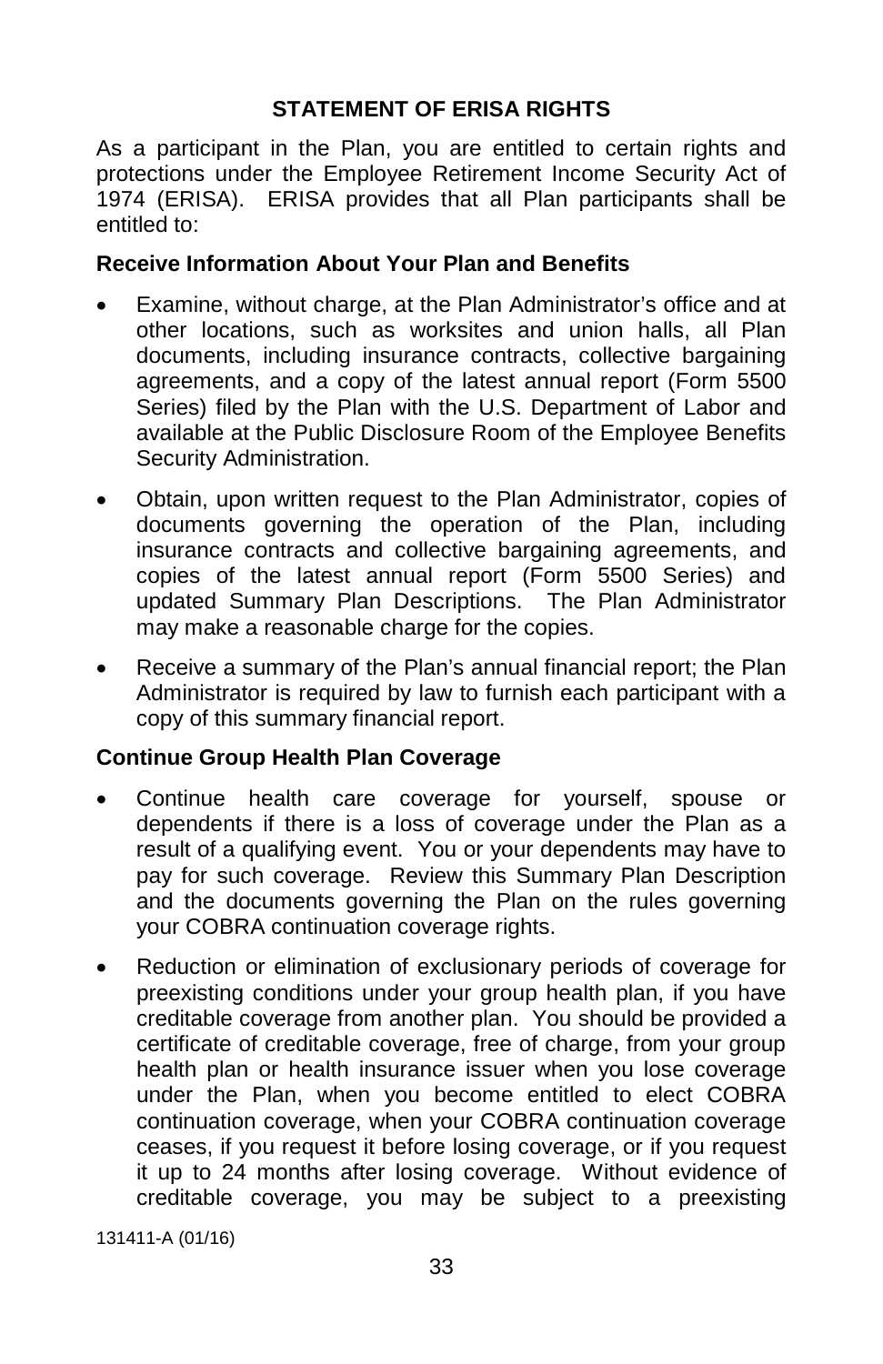## STATEMENT OF ERISA RIGHTS

As a participant in the Plan, you are entitled to certain rights and protections under the Employee Retirement Income Security Act of 1974 (ERISA). ERISA provides that all Plan participants shall be entitled to:

### Receive Information About Your Plan and Benefits

- Examine, without charge, at the Plan Administrator's office and at other locations, such as worksites and union halls, all Plan documents, including insurance contracts, collective bargaining agreements, and a copy of the latest annual report (Form 5500 Series) filed by the Plan with the U.S. Department of Labor and available at the Public Disclosure Room of the Employee Benefits Security Administration.
- Obtain, upon written request to the Plan Administrator, copies of documents governing the operation of the Plan, including insurance contracts and collective bargaining agreements, and copies of the latest annual report (Form 5500 Series) and updated Summary Plan Descriptions. The Plan Administrator may make a reasonable charge for the copies.
- Receive a summary of the Plan's annual financial report; the Plan Administrator is required by law to furnish each participant with a copy of this summary financial report.

### Continue Group Health Plan Coverage

- Continue health care coverage for yourself, spouse or dependents if there is a loss of coverage under the Plan as a result of a qualifying event. You or your dependents may have to pay for such coverage. Review this Summary Plan Description and the documents governing the Plan on the rules governing your COBRA continuation coverage rights.
- Reduction or elimination of exclusionary periods of coverage for preexisting conditions under your group health plan, if you have creditable coverage from another plan. You should be provided a certificate of creditable coverage, free of charge, from your group health plan or health insurance issuer when you lose coverage under the Plan, when you become entitled to elect COBRA continuation coverage, when your COBRA continuation coverage ceases, if you request it before losing coverage, or if you request it up to 24 months after losing coverage. Without evidence of creditable coverage, you may be subject to a preexisting

131411-A (01/16)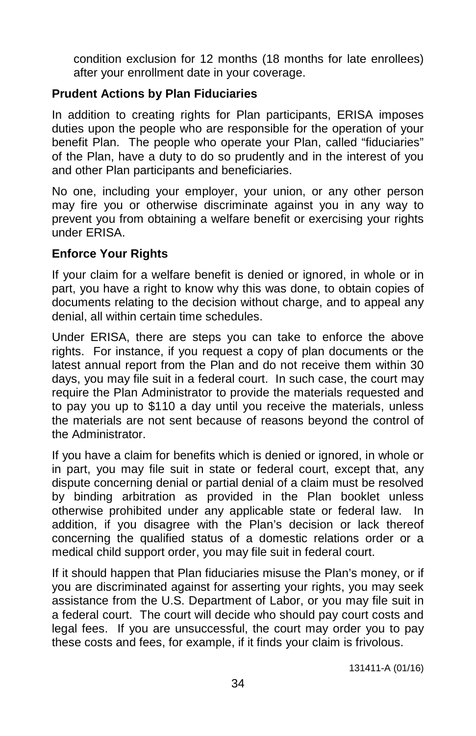condition exclusion for 12 months (18 months for late enrollees) after your enrollment date in your coverage.

### Prudent Actions by Plan Fiduciaries

In addition to creating rights for Plan participants, ERISA imposes duties upon the people who are responsible for the operation of your benefit Plan. The people who operate your Plan, called "fiduciaries" of the Plan, have a duty to do so prudently and in the interest of you and other Plan participants and beneficiaries.

No one, including your employer, your union, or any other person may fire you or otherwise discriminate against you in any way to prevent you from obtaining a welfare benefit or exercising your rights under ERISA.

### Enforce Your Rights

If your claim for a welfare benefit is denied or ignored, in whole or in part, you have a right to know why this was done, to obtain copies of documents relating to the decision without charge, and to appeal any denial, all within certain time schedules.

Under ERISA, there are steps you can take to enforce the above rights. For instance, if you request a copy of plan documents or the latest annual report from the Plan and do not receive them within 30 days, you may file suit in a federal court. In such case, the court may require the Plan Administrator to provide the materials requested and to pay you up to $110 a day until you receive the materials, unless the materials are not sent because of reasons beyond the control of the Administrator.

If you have a claim for benefits which is denied or ignored, in whole or in part, you may file suit in state or federal court, except that, any dispute concerning denial or partial denial of a claim must be resolved by binding arbitration as provided in the Plan booklet unless otherwise prohibited under any applicable state or federal law. In addition, if you disagree with the Plan's decision or lack thereof concerning the qualified status of a domestic relations order or a medical child support order, you may file suit in federal court.

If it should happen that Plan fiduciaries misuse the Plan's money, or if you are discriminated against for asserting your rights, you may seek assistance from the U.S. Department of Labor, or you may file suit in a federal court. The court will decide who should pay court costs and legal fees. If you are unsuccessful, the court may order you to pay these costs and fees, for example, if it finds your claim is frivolous.

131411-A (01/16)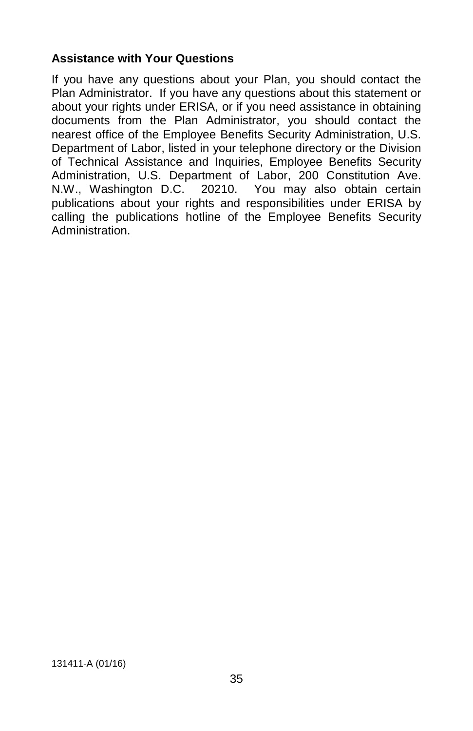**Assistance with Your Questions**

If you have any questions about your Plan, you should contact the Plan Administrator. If you have any questions about this statement or about your rights under ERISA, or if you need assistance in obtaining documents from the Plan Administrator, you should contact the nearest office of the Employee Benefits Security Administration, U.S. Department of Labor, listed in your telephone directory or the Division of Technical Assistance and Inquiries, Employee Benefits Security Administration, U.S. Department of Labor, 200 Constitution Ave. N.W., Washington D.C. 20210. You may also obtain certain publications about your rights and responsibilities under ERISA by calling the publications hotline of the Employee Benefits Security Administration.

131411-A (01/16)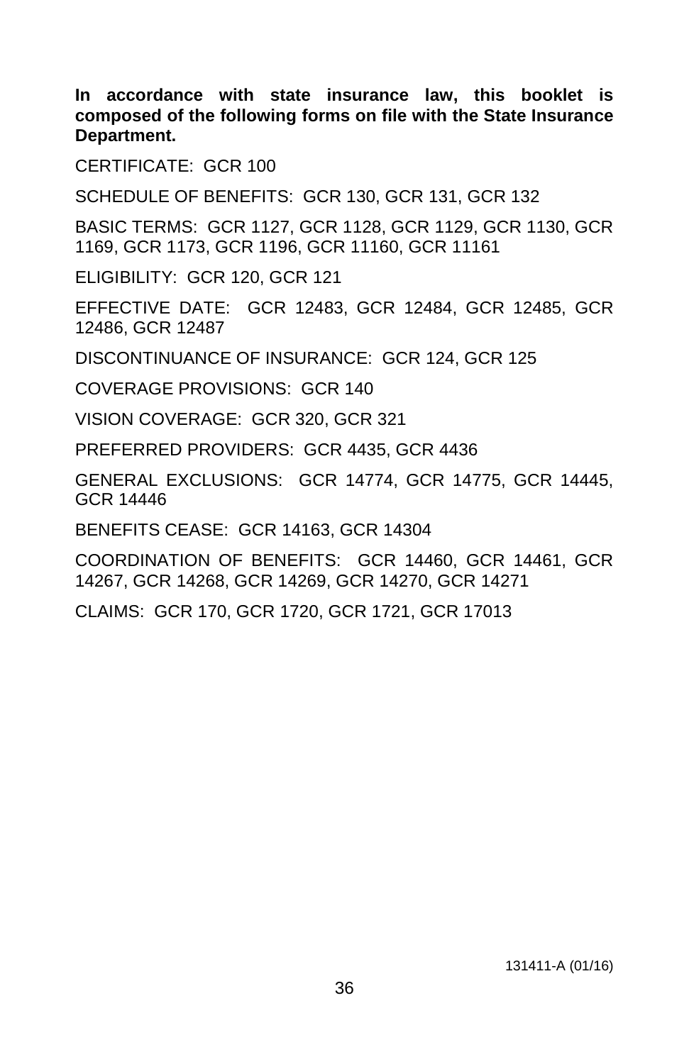**In accordance with state insurance law, this booklet is composed of the following forms on file with the State Insurance Department.**

CERTIFICATE: GCR 100

SCHEDULE OF BENEFITS: GCR 130, GCR 131, GCR 132

BASIC TERMS: GCR 1127, GCR 1128, GCR 1129, GCR 1130, GCR 1169, GCR 1173, GCR 1196, GCR 11160, GCR 11161

ELIGIBILITY: GCR 120, GCR 121

EFFECTIVE DATE: GCR 12483, GCR 12484, GCR 12485, GCR 12486, GCR 12487

DISCONTINUANCE OF INSURANCE: GCR 124, GCR 125

COVERAGE PROVISIONS: GCR 140

VISION COVERAGE: GCR 320, GCR 321

PREFERRED PROVIDERS: GCR 4435, GCR 4436

GENERAL EXCLUSIONS: GCR 14774, GCR 14775, GCR 14445, GCR 14446

BENEFITS CEASE: GCR 14163, GCR 14304

COORDINATION OF BENEFITS: GCR 14460, GCR 14461, GCR 14267, GCR 14268, GCR 14269, GCR 14270, GCR 14271

CLAIMS: GCR 170, GCR 1720, GCR 1721, GCR 17013

131411-A (01/16)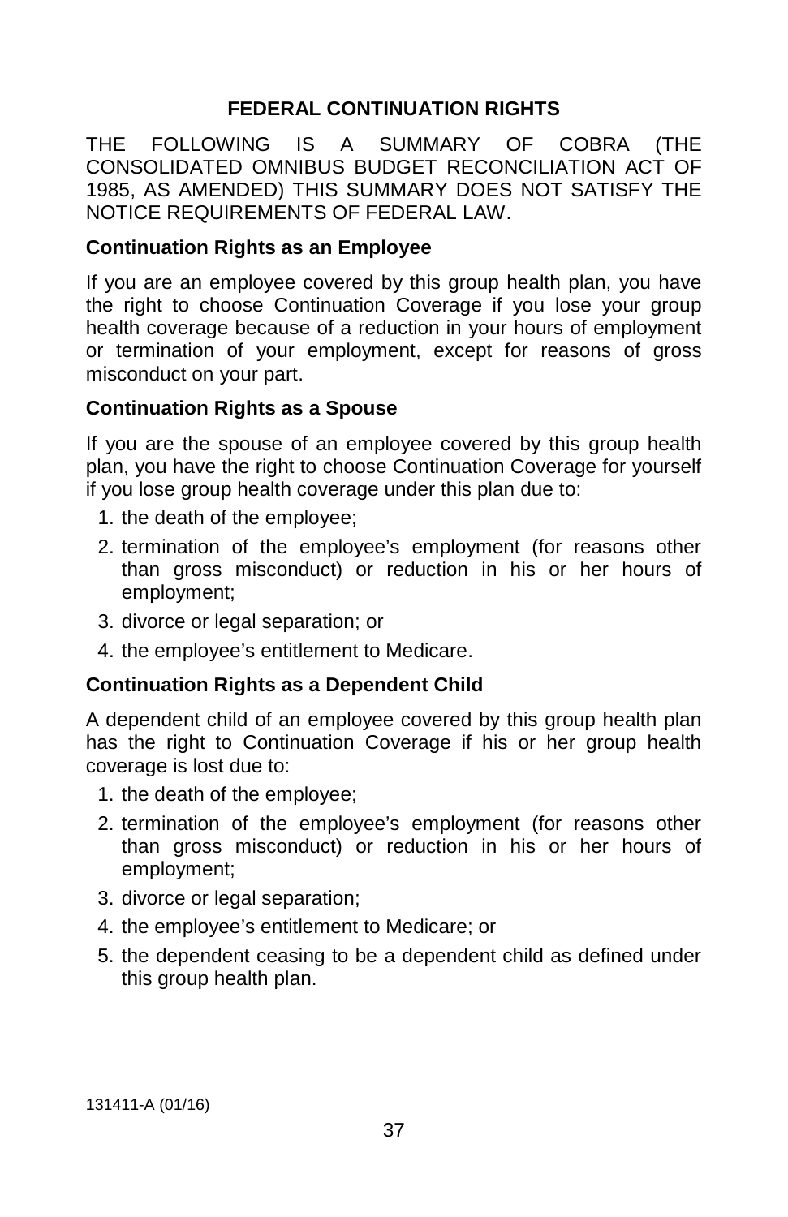## FEDERAL CONTINUATION RIGHTS

THE FOLLOWING IS A SUMMARY OF COBRA (THE CONSOLIDATED OMNIBUS BUDGET RECONCILIATION ACT OF 1985, AS AMENDED) THIS SUMMARY DOES NOT SATISFY THE NOTICE REQUIREMENTS OF FEDERAL LAW.

### Continuation Rights as an Employee

If you are an employee covered by this group health plan, you have the right to choose Continuation Coverage if you lose your group health coverage because of a reduction in your hours of employment or termination of your employment, except for reasons of gross misconduct on your part.

### Continuation Rights as a Spouse

If you are the spouse of an employee covered by this group health plan, you have the right to choose Continuation Coverage for yourself if you lose group health coverage under this plan due to:

1. the death of the employee;
2. termination of the employee's employment (for reasons other than gross misconduct) or reduction in his or her hours of employment;
3. divorce or legal separation; or
4. the employee's entitlement to Medicare.

### Continuation Rights as a Dependent Child

A dependent child of an employee covered by this group health plan has the right to Continuation Coverage if his or her group health coverage is lost due to:

1. the death of the employee;
2. termination of the employee's employment (for reasons other than gross misconduct) or reduction in his or her hours of employment;
3. divorce or legal separation;
4. the employee's entitlement to Medicare; or
5. the dependent ceasing to be a dependent child as defined under this group health plan.

131411-A (01/16)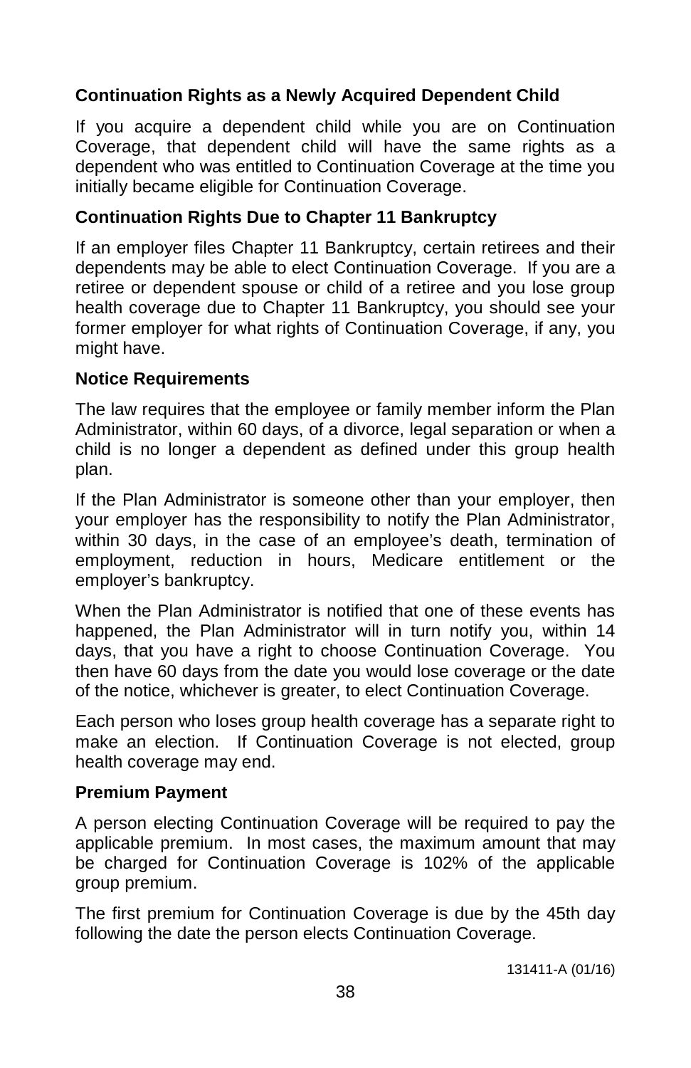### Continuation Rights as a Newly Acquired Dependent Child

If you acquire a dependent child while you are on Continuation Coverage, that dependent child will have the same rights as a dependent who was entitled to Continuation Coverage at the time you initially became eligible for Continuation Coverage.

### Continuation Rights Due to Chapter 11 Bankruptcy

If an employer files Chapter 11 Bankruptcy, certain retirees and their dependents may be able to elect Continuation Coverage. If you are a retiree or dependent spouse or child of a retiree and you lose group health coverage due to Chapter 11 Bankruptcy, you should see your former employer for what rights of Continuation Coverage, if any, you might have.

### Notice Requirements

The law requires that the employee or family member inform the Plan Administrator, within 60 days, of a divorce, legal separation or when a child is no longer a dependent as defined under this group health plan.

If the Plan Administrator is someone other than your employer, then your employer has the responsibility to notify the Plan Administrator, within 30 days, in the case of an employee's death, termination of employment, reduction in hours, Medicare entitlement or the employer's bankruptcy.

When the Plan Administrator is notified that one of these events has happened, the Plan Administrator will in turn notify you, within 14 days, that you have a right to choose Continuation Coverage. You then have 60 days from the date you would lose coverage or the date of the notice, whichever is greater, to elect Continuation Coverage.

Each person who loses group health coverage has a separate right to make an election. If Continuation Coverage is not elected, group health coverage may end.

### Premium Payment

A person electing Continuation Coverage will be required to pay the applicable premium. In most cases, the maximum amount that may be charged for Continuation Coverage is 102% of the applicable group premium.

The first premium for Continuation Coverage is due by the 45th day following the date the person elects Continuation Coverage.

131411-A (01/16)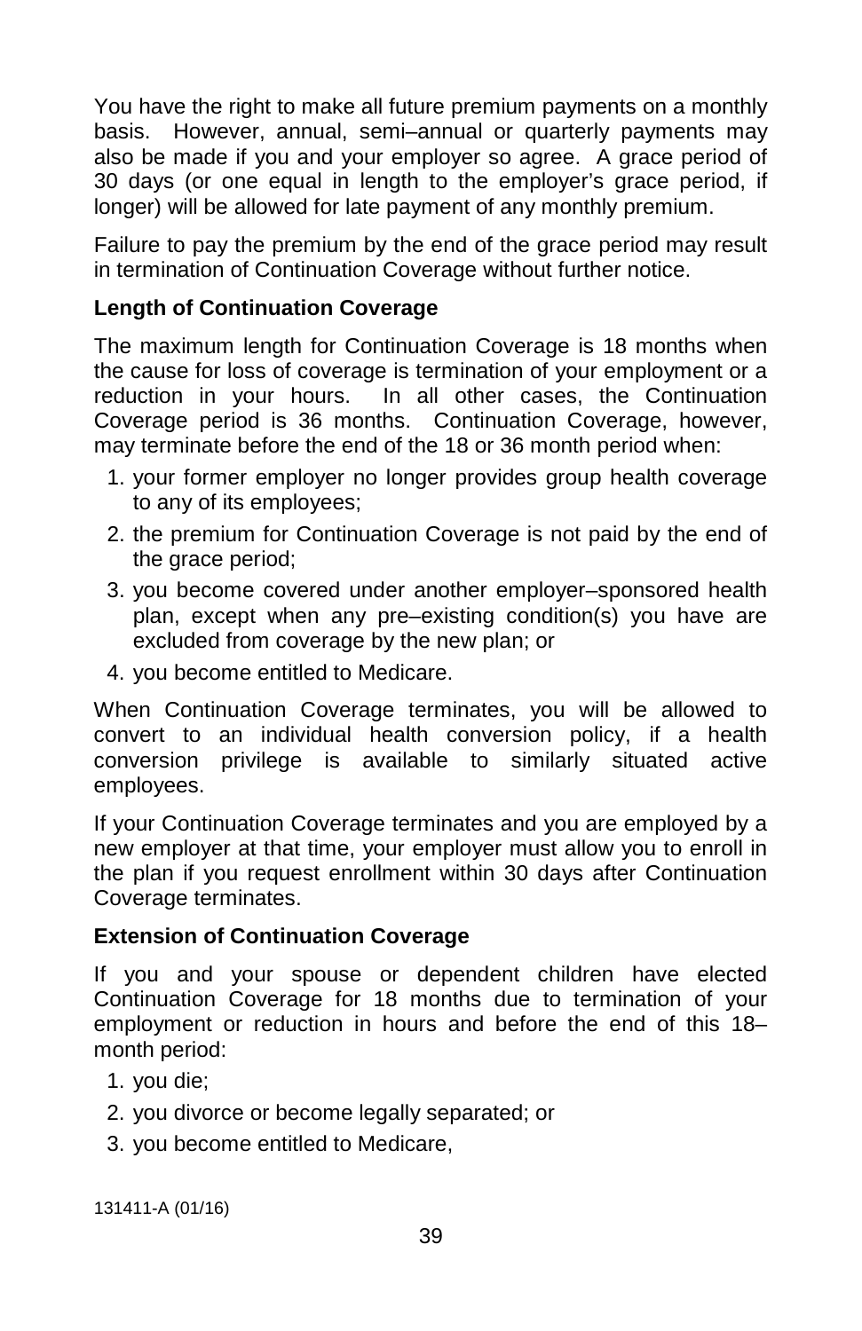You have the right to make all future premium payments on a monthly basis. However, annual, semi–annual or quarterly payments may also be made if you and your employer so agree. A grace period of 30 days (or one equal in length to the employer's grace period, if longer) will be allowed for late payment of any monthly premium.

Failure to pay the premium by the end of the grace period may result in termination of Continuation Coverage without further notice.

**Length of Continuation Coverage**

The maximum length for Continuation Coverage is 18 months when the cause for loss of coverage is termination of your employment or a reduction in your hours. In all other cases, the Continuation Coverage period is 36 months. Continuation Coverage, however, may terminate before the end of the 18 or 36 month period when:

1. your former employer no longer provides group health coverage to any of its employees;
2. the premium for Continuation Coverage is not paid by the end of the grace period;
3. you become covered under another employer–sponsored health plan, except when any pre–existing condition(s) you have are excluded from coverage by the new plan; or
4. you become entitled to Medicare.

When Continuation Coverage terminates, you will be allowed to convert to an individual health conversion policy, if a health conversion privilege is available to similarly situated active employees.

If your Continuation Coverage terminates and you are employed by a new employer at that time, your employer must allow you to enroll in the plan if you request enrollment within 30 days after Continuation Coverage terminates.

**Extension of Continuation Coverage**

If you and your spouse or dependent children have elected Continuation Coverage for 18 months due to termination of your employment or reduction in hours and before the end of this 18–month period:

1. you die;
2. you divorce or become legally separated; or
3. you become entitled to Medicare,

131411-A (01/16)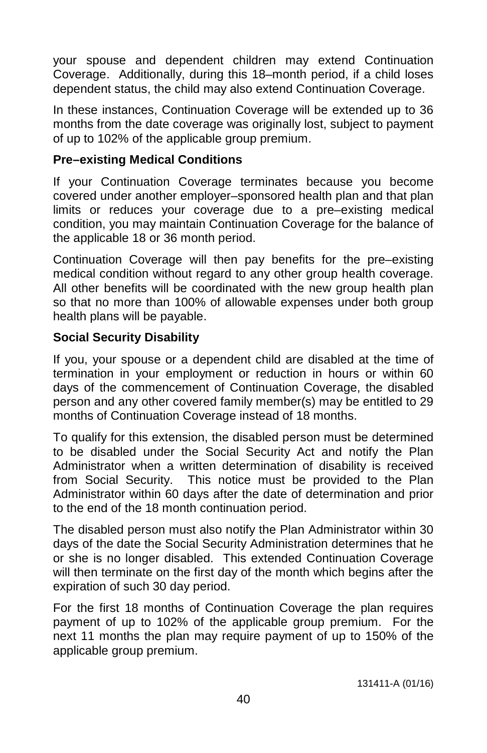your spouse and dependent children may extend Continuation Coverage. Additionally, during this 18–month period, if a child loses dependent status, the child may also extend Continuation Coverage.

In these instances, Continuation Coverage will be extended up to 36 months from the date coverage was originally lost, subject to payment of up to 102% of the applicable group premium.

**Pre–existing Medical Conditions**

If your Continuation Coverage terminates because you become covered under another employer–sponsored health plan and that plan limits or reduces your coverage due to a pre–existing medical condition, you may maintain Continuation Coverage for the balance of the applicable 18 or 36 month period.

Continuation Coverage will then pay benefits for the pre–existing medical condition without regard to any other group health coverage. All other benefits will be coordinated with the new group health plan so that no more than 100% of allowable expenses under both group health plans will be payable.

**Social Security Disability**

If you, your spouse or a dependent child are disabled at the time of termination in your employment or reduction in hours or within 60 days of the commencement of Continuation Coverage, the disabled person and any other covered family member(s) may be entitled to 29 months of Continuation Coverage instead of 18 months.

To qualify for this extension, the disabled person must be determined to be disabled under the Social Security Act and notify the Plan Administrator when a written determination of disability is received from Social Security. This notice must be provided to the Plan Administrator within 60 days after the date of determination and prior to the end of the 18 month continuation period.

The disabled person must also notify the Plan Administrator within 30 days of the date the Social Security Administration determines that he or she is no longer disabled. This extended Continuation Coverage will then terminate on the first day of the month which begins after the expiration of such 30 day period.

For the first 18 months of Continuation Coverage the plan requires payment of up to 102% of the applicable group premium. For the next 11 months the plan may require payment of up to 150% of the applicable group premium.

131411-A (01/16)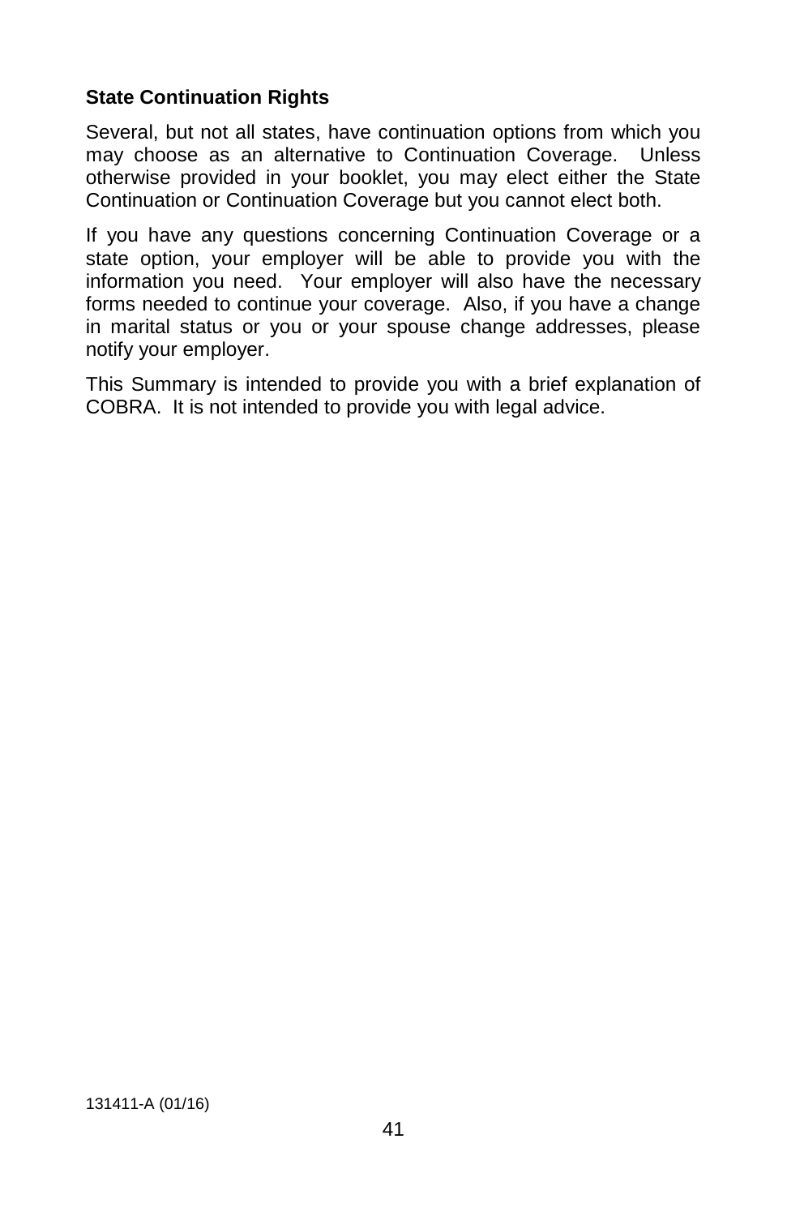**State Continuation Rights**

Several, but not all states, have continuation options from which you may choose as an alternative to Continuation Coverage. Unless otherwise provided in your booklet, you may elect either the State Continuation or Continuation Coverage but you cannot elect both.

If you have any questions concerning Continuation Coverage or a state option, your employer will be able to provide you with the information you need. Your employer will also have the necessary forms needed to continue your coverage. Also, if you have a change in marital status or you or your spouse change addresses, please notify your employer.

This Summary is intended to provide you with a brief explanation of COBRA. It is not intended to provide you with legal advice.

131411-A (01/16)